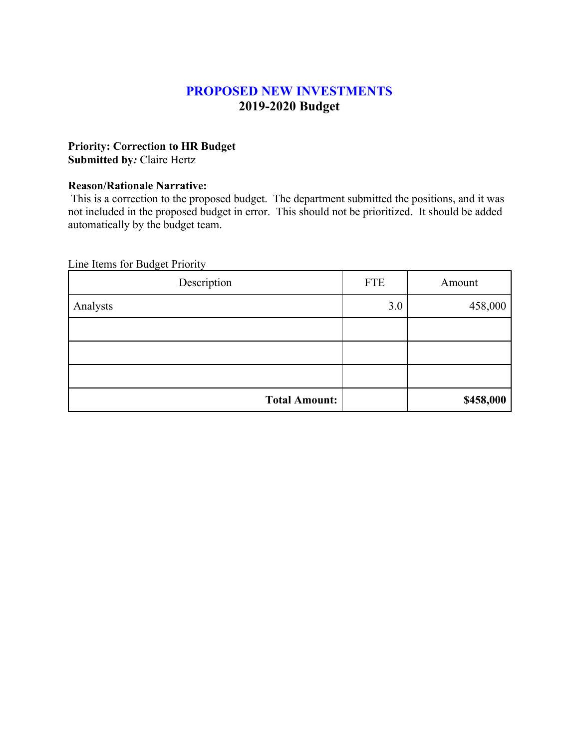# PROPOSED NEW INVESTMENTS
## 2019-2020 Budget

**Priority: Correction to HR Budget**
**Submitted by:** Claire Hertz

**Reason/Rationale Narrative:**
This is a correction to the proposed budget. The department submitted the positions, and it was not included in the proposed budget in error. This should not be prioritized. It should be added automatically by the budget team.

Line Items for Budget Priority

| Description | FTE | Amount |
|---|---|---|
| Analysts | 3.0 | 458,000 |
| | | |
| | | |
| | | |
| **Total Amount:** | | **$458,000** |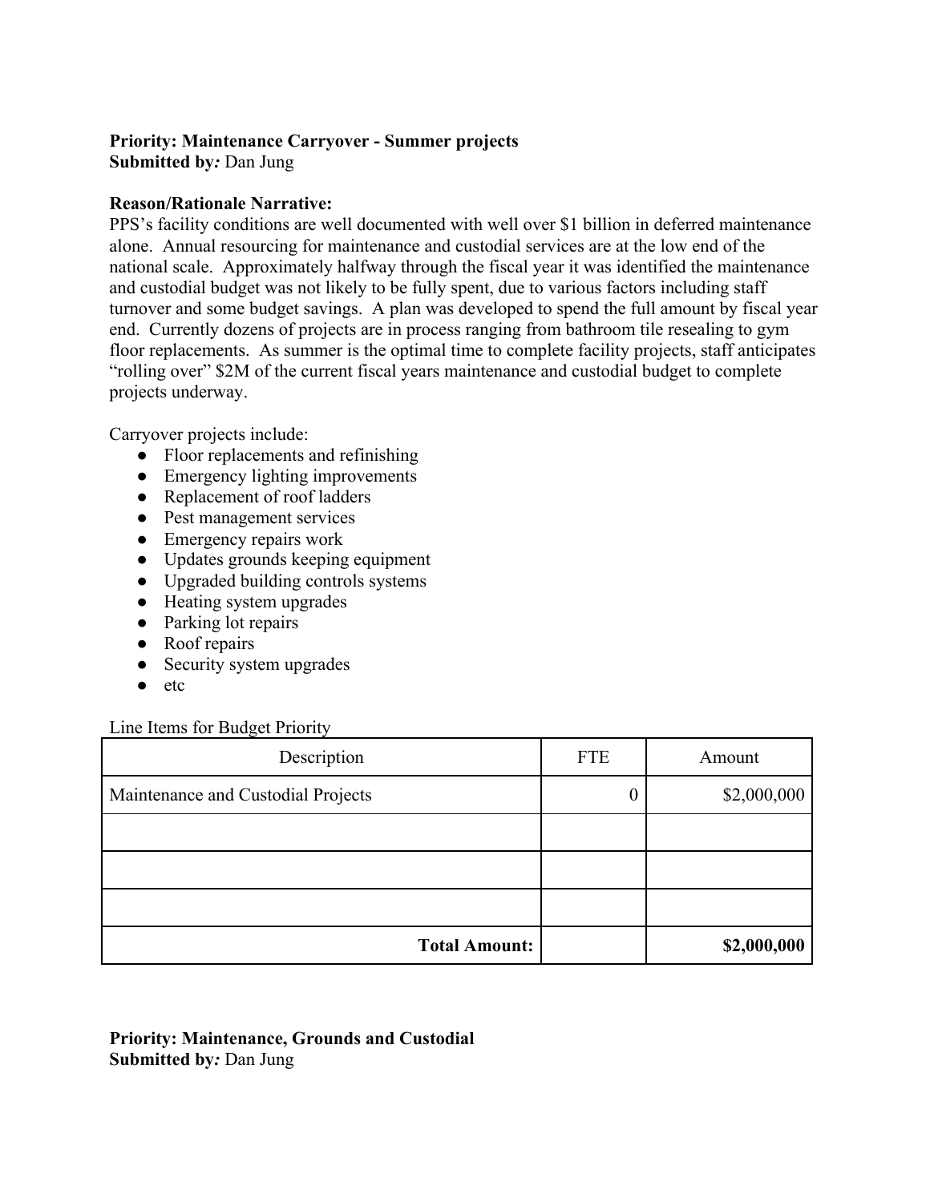**Priority: Maintenance Carryover - Summer projects**
**Submitted by*:*** Dan Jung

**Reason/Rationale Narrative:**
PPS's facility conditions are well documented with well over $1 billion in deferred maintenance alone. Annual resourcing for maintenance and custodial services are at the low end of the national scale. Approximately halfway through the fiscal year it was identified the maintenance and custodial budget was not likely to be fully spent, due to various factors including staff turnover and some budget savings. A plan was developed to spend the full amount by fiscal year end. Currently dozens of projects are in process ranging from bathroom tile resealing to gym floor replacements. As summer is the optimal time to complete facility projects, staff anticipates "rolling over" $2M of the current fiscal years maintenance and custodial budget to complete projects underway.

Carryover projects include:

- Floor replacements and refinishing
- Emergency lighting improvements
- Replacement of roof ladders
- Pest management services
- Emergency repairs work
- Updates grounds keeping equipment
- Upgraded building controls systems
- Heating system upgrades
- Parking lot repairs
- Roof repairs
- Security system upgrades
- etc

Line Items for Budget Priority

| Description | FTE | Amount |
|---|---|---|
| Maintenance and Custodial Projects | 0 | $2,000,000 |
| | | |
| | | |
| | | |
| **Total Amount:** | | **$2,000,000** |

**Priority: Maintenance, Grounds and Custodial**
**Submitted by*:*** Dan Jung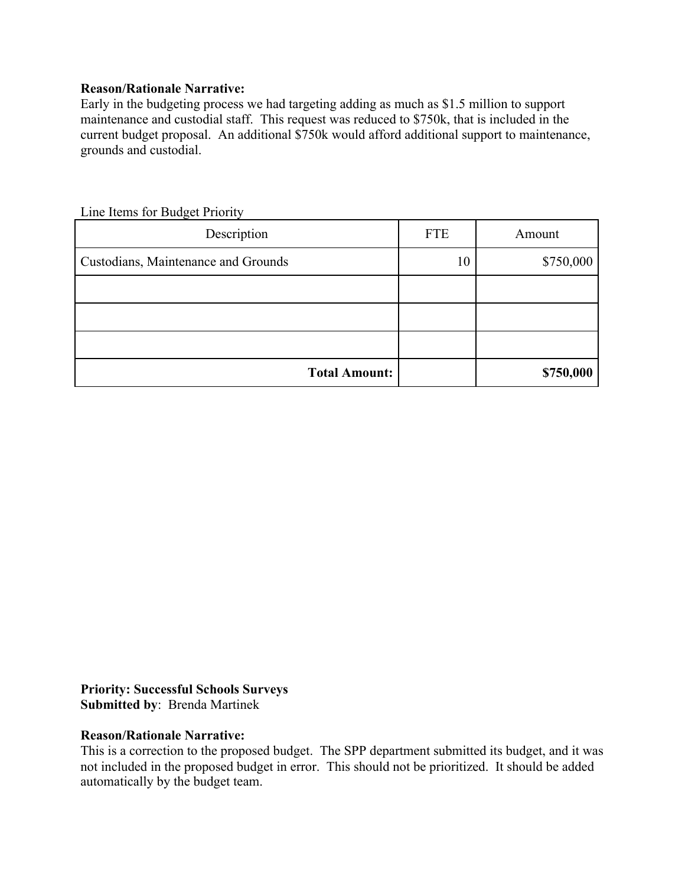**Reason/Rationale Narrative:**
Early in the budgeting process we had targeting adding as much as $1.5 million to support maintenance and custodial staff. This request was reduced to $750k, that is included in the current budget proposal. An additional $750k would afford additional support to maintenance, grounds and custodial.

Line Items for Budget Priority

| Description | FTE | Amount |
|---|---|---|
| Custodians, Maintenance and Grounds | 10 | $750,000 |
| | | |
| | | |
| | | |
| **Total Amount:** | | **$750,000** |

**Priority: Successful Schools Surveys**
**Submitted by**: Brenda Martinek

**Reason/Rationale Narrative:**
This is a correction to the proposed budget. The SPP department submitted its budget, and it was not included in the proposed budget in error. This should not be prioritized. It should be added automatically by the budget team.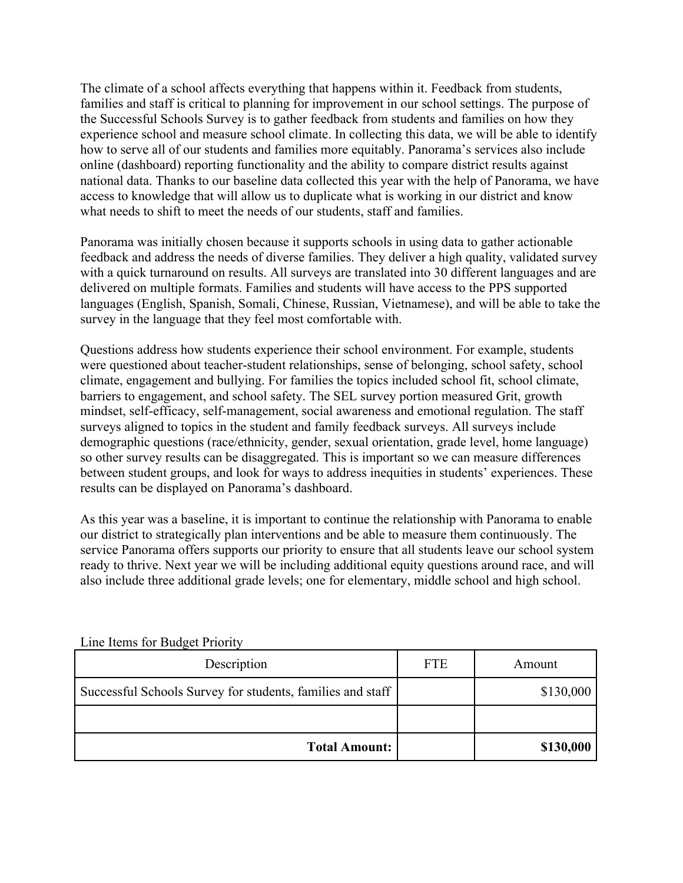The climate of a school affects everything that happens within it. Feedback from students, families and staff is critical to planning for improvement in our school settings. The purpose of the Successful Schools Survey is to gather feedback from students and families on how they experience school and measure school climate. In collecting this data, we will be able to identify how to serve all of our students and families more equitably. Panorama's services also include online (dashboard) reporting functionality and the ability to compare district results against national data. Thanks to our baseline data collected this year with the help of Panorama, we have access to knowledge that will allow us to duplicate what is working in our district and know what needs to shift to meet the needs of our students, staff and families.

Panorama was initially chosen because it supports schools in using data to gather actionable feedback and address the needs of diverse families. They deliver a high quality, validated survey with a quick turnaround on results. All surveys are translated into 30 different languages and are delivered on multiple formats. Families and students will have access to the PPS supported languages (English, Spanish, Somali, Chinese, Russian, Vietnamese), and will be able to take the survey in the language that they feel most comfortable with.

Questions address how students experience their school environment. For example, students were questioned about teacher-student relationships, sense of belonging, school safety, school climate, engagement and bullying. For families the topics included school fit, school climate, barriers to engagement, and school safety. The SEL survey portion measured Grit, growth mindset, self-efficacy, self-management, social awareness and emotional regulation. The staff surveys aligned to topics in the student and family feedback surveys. All surveys include demographic questions (race/ethnicity, gender, sexual orientation, grade level, home language) so other survey results can be disaggregated. This is important so we can measure differences between student groups, and look for ways to address inequities in students' experiences. These results can be displayed on Panorama's dashboard.

As this year was a baseline, it is important to continue the relationship with Panorama to enable our district to strategically plan interventions and be able to measure them continuously. The service Panorama offers supports our priority to ensure that all students leave our school system ready to thrive. Next year we will be including additional equity questions around race, and will also include three additional grade levels; one for elementary, middle school and high school.

Line Items for Budget Priority

| Description | FTE | Amount |
| --- | --- | --- |
| Successful Schools Survey for students, families and staff | | $130,000 |
| | | |
| **Total Amount:** | | **$130,000** |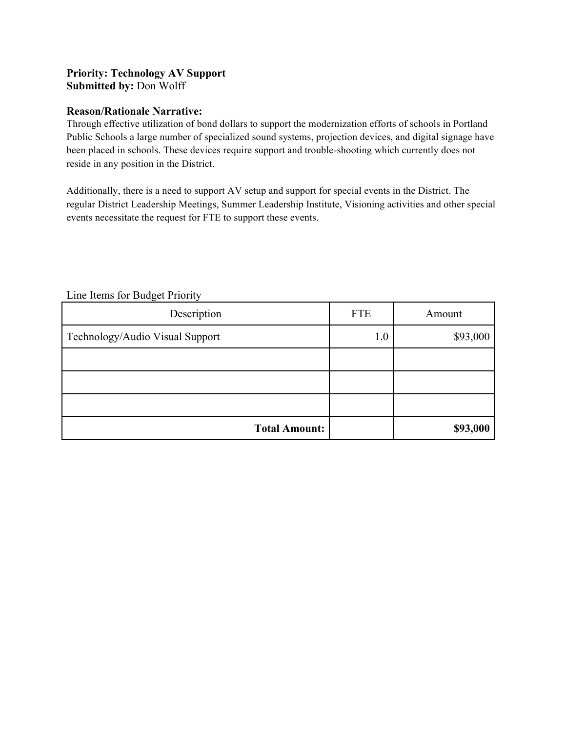**Priority: Technology AV Support**
**Submitted by:** Don Wolff

**Reason/Rationale Narrative:**

Through effective utilization of bond dollars to support the modernization efforts of schools in Portland Public Schools a large number of specialized sound systems, projection devices, and digital signage have been placed in schools. These devices require support and trouble-shooting which currently does not reside in any position in the District.

Additionally, there is a need to support AV setup and support for special events in the District. The regular District Leadership Meetings, Summer Leadership Institute, Visioning activities and other special events necessitate the request for FTE to support these events.

Line Items for Budget Priority

| Description | FTE | Amount |
|---|---|---|
| Technology/Audio Visual Support | 1.0 | $93,000 |
| | | |
| | | |
| | | |
| **Total Amount:** | | **$93,000** |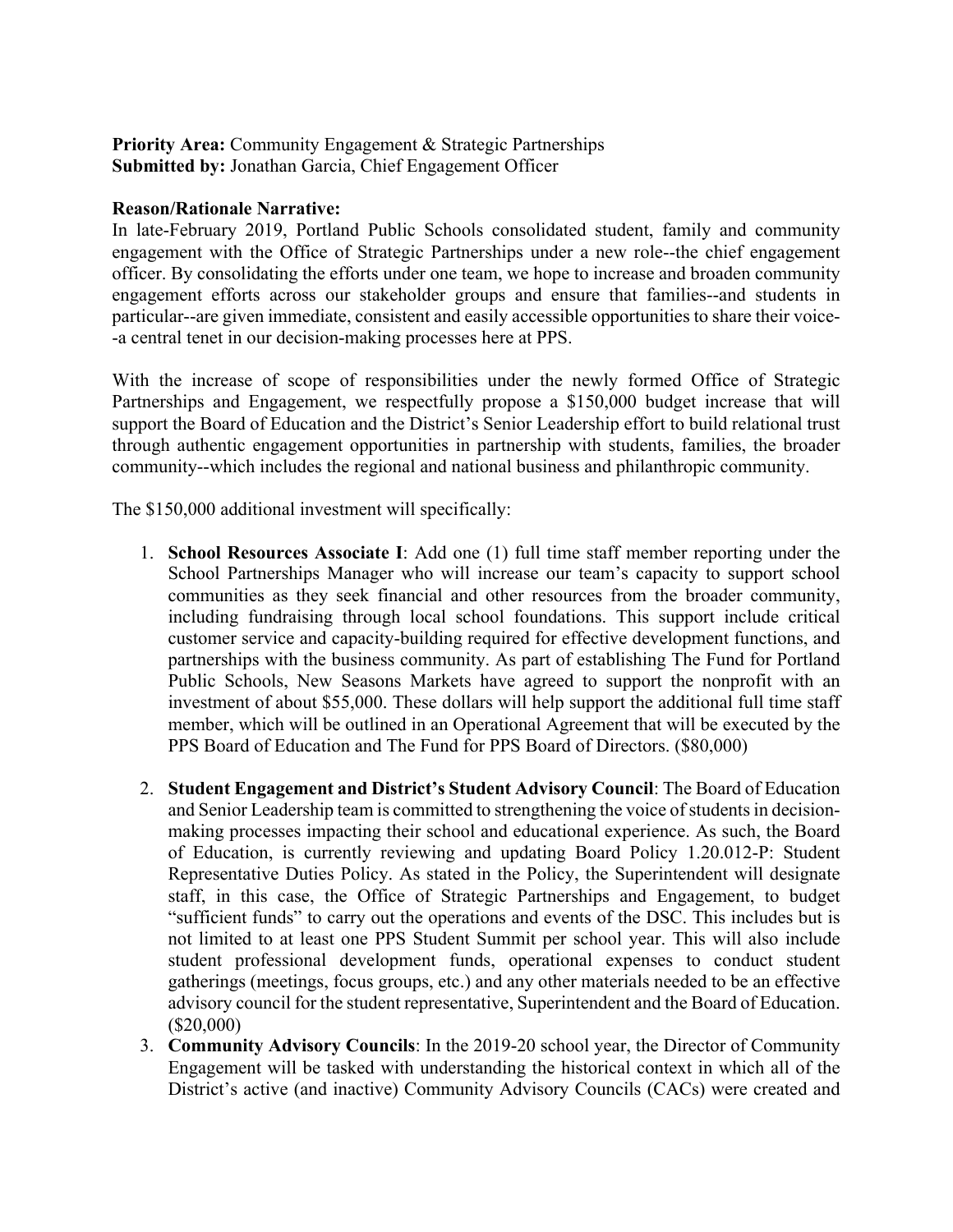**Priority Area:** Community Engagement & Strategic Partnerships
**Submitted by:** Jonathan Garcia, Chief Engagement Officer

**Reason/Rationale Narrative:**
In late-February 2019, Portland Public Schools consolidated student, family and community engagement with the Office of Strategic Partnerships under a new role--the chief engagement officer. By consolidating the efforts under one team, we hope to increase and broaden community engagement efforts across our stakeholder groups and ensure that families--and students in particular--are given immediate, consistent and easily accessible opportunities to share their voice--a central tenet in our decision-making processes here at PPS.

With the increase of scope of responsibilities under the newly formed Office of Strategic Partnerships and Engagement, we respectfully propose a $150,000 budget increase that will support the Board of Education and the District's Senior Leadership effort to build relational trust through authentic engagement opportunities in partnership with students, families, the broader community--which includes the regional and national business and philanthropic community.

The $150,000 additional investment will specifically:

1. **School Resources Associate I**: Add one (1) full time staff member reporting under the School Partnerships Manager who will increase our team's capacity to support school communities as they seek financial and other resources from the broader community, including fundraising through local school foundations. This support include critical customer service and capacity-building required for effective development functions, and partnerships with the business community. As part of establishing The Fund for Portland Public Schools, New Seasons Markets have agreed to support the nonprofit with an investment of about $55,000. These dollars will help support the additional full time staff member, which will be outlined in an Operational Agreement that will be executed by the PPS Board of Education and The Fund for PPS Board of Directors. ($80,000)

2. **Student Engagement and District's Student Advisory Council**: The Board of Education and Senior Leadership team is committed to strengthening the voice of students in decision-making processes impacting their school and educational experience. As such, the Board of Education, is currently reviewing and updating Board Policy 1.20.012-P: Student Representative Duties Policy. As stated in the Policy, the Superintendent will designate staff, in this case, the Office of Strategic Partnerships and Engagement, to budget "sufficient funds" to carry out the operations and events of the DSC. This includes but is not limited to at least one PPS Student Summit per school year. This will also include student professional development funds, operational expenses to conduct student gatherings (meetings, focus groups, etc.) and any other materials needed to be an effective advisory council for the student representative, Superintendent and the Board of Education. ($20,000)

3. **Community Advisory Councils**: In the 2019-20 school year, the Director of Community Engagement will be tasked with understanding the historical context in which all of the District's active (and inactive) Community Advisory Councils (CACs) were created and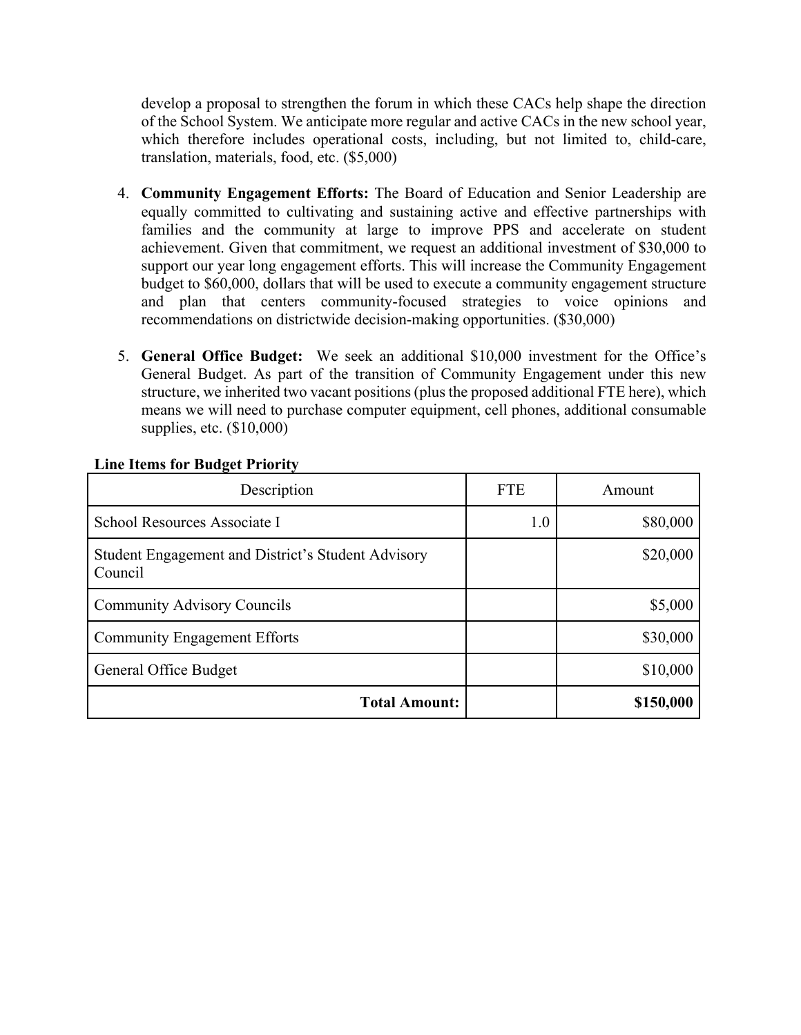develop a proposal to strengthen the forum in which these CACs help shape the direction of the School System. We anticipate more regular and active CACs in the new school year, which therefore includes operational costs, including, but not limited to, child-care, translation, materials, food, etc. ($5,000)

4. **Community Engagement Efforts:** The Board of Education and Senior Leadership are equally committed to cultivating and sustaining active and effective partnerships with families and the community at large to improve PPS and accelerate on student achievement. Given that commitment, we request an additional investment of $30,000 to support our year long engagement efforts. This will increase the Community Engagement budget to $60,000, dollars that will be used to execute a community engagement structure and plan that centers community-focused strategies to voice opinions and recommendations on districtwide decision-making opportunities. ($30,000)

5. **General Office Budget:** We seek an additional $10,000 investment for the Office's General Budget. As part of the transition of Community Engagement under this new structure, we inherited two vacant positions (plus the proposed additional FTE here), which means we will need to purchase computer equipment, cell phones, additional consumable supplies, etc. ($10,000)

**Line Items for Budget Priority**

| Description | FTE | Amount |
|---|---|---|
| School Resources Associate I | 1.0 | $80,000 |
| Student Engagement and District's Student Advisory Council | | $20,000 |
| Community Advisory Councils | | $5,000 |
| Community Engagement Efforts | | $30,000 |
| General Office Budget | | $10,000 |
| **Total Amount:** | | **$150,000** |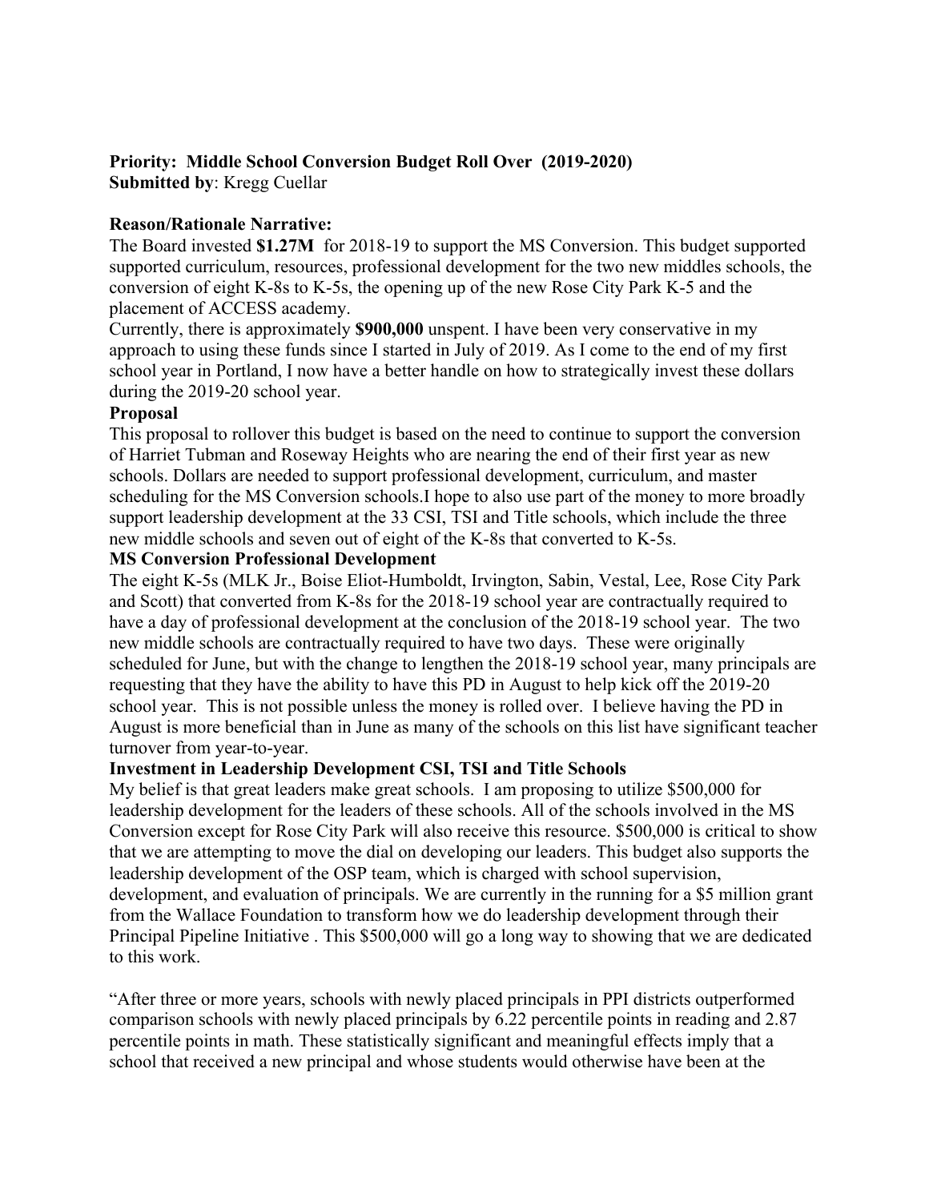**Priority: Middle School Conversion Budget Roll Over (2019-2020)**
**Submitted by**: Kregg Cuellar

**Reason/Rationale Narrative:**
The Board invested **$1.27M** for 2018-19 to support the MS Conversion. This budget supported supported curriculum, resources, professional development for the two new middles schools, the conversion of eight K-8s to K-5s, the opening up of the new Rose City Park K-5 and the placement of ACCESS academy.
Currently, there is approximately **$900,000** unspent. I have been very conservative in my approach to using these funds since I started in July of 2019. As I come to the end of my first school year in Portland, I now have a better handle on how to strategically invest these dollars during the 2019-20 school year.

**Proposal**
This proposal to rollover this budget is based on the need to continue to support the conversion of Harriet Tubman and Roseway Heights who are nearing the end of their first year as new schools. Dollars are needed to support professional development, curriculum, and master scheduling for the MS Conversion schools.I hope to also use part of the money to more broadly support leadership development at the 33 CSI, TSI and Title schools, which include the three new middle schools and seven out of eight of the K-8s that converted to K-5s.

**MS Conversion Professional Development**
The eight K-5s (MLK Jr., Boise Eliot-Humboldt, Irvington, Sabin, Vestal, Lee, Rose City Park and Scott) that converted from K-8s for the 2018-19 school year are contractually required to have a day of professional development at the conclusion of the 2018-19 school year. The two new middle schools are contractually required to have two days. These were originally scheduled for June, but with the change to lengthen the 2018-19 school year, many principals are requesting that they have the ability to have this PD in August to help kick off the 2019-20 school year. This is not possible unless the money is rolled over. I believe having the PD in August is more beneficial than in June as many of the schools on this list have significant teacher turnover from year-to-year.

**Investment in Leadership Development CSI, TSI and Title Schools**
My belief is that great leaders make great schools. I am proposing to utilize $500,000 for leadership development for the leaders of these schools. All of the schools involved in the MS Conversion except for Rose City Park will also receive this resource. $500,000 is critical to show that we are attempting to move the dial on developing our leaders. This budget also supports the leadership development of the OSP team, which is charged with school supervision, development, and evaluation of principals. We are currently in the running for a $5 million grant from the Wallace Foundation to transform how we do leadership development through their Principal Pipeline Initiative . This $500,000 will go a long way to showing that we are dedicated to this work.

"After three or more years, schools with newly placed principals in PPI districts outperformed comparison schools with newly placed principals by 6.22 percentile points in reading and 2.87 percentile points in math. These statistically significant and meaningful effects imply that a school that received a new principal and whose students would otherwise have been at the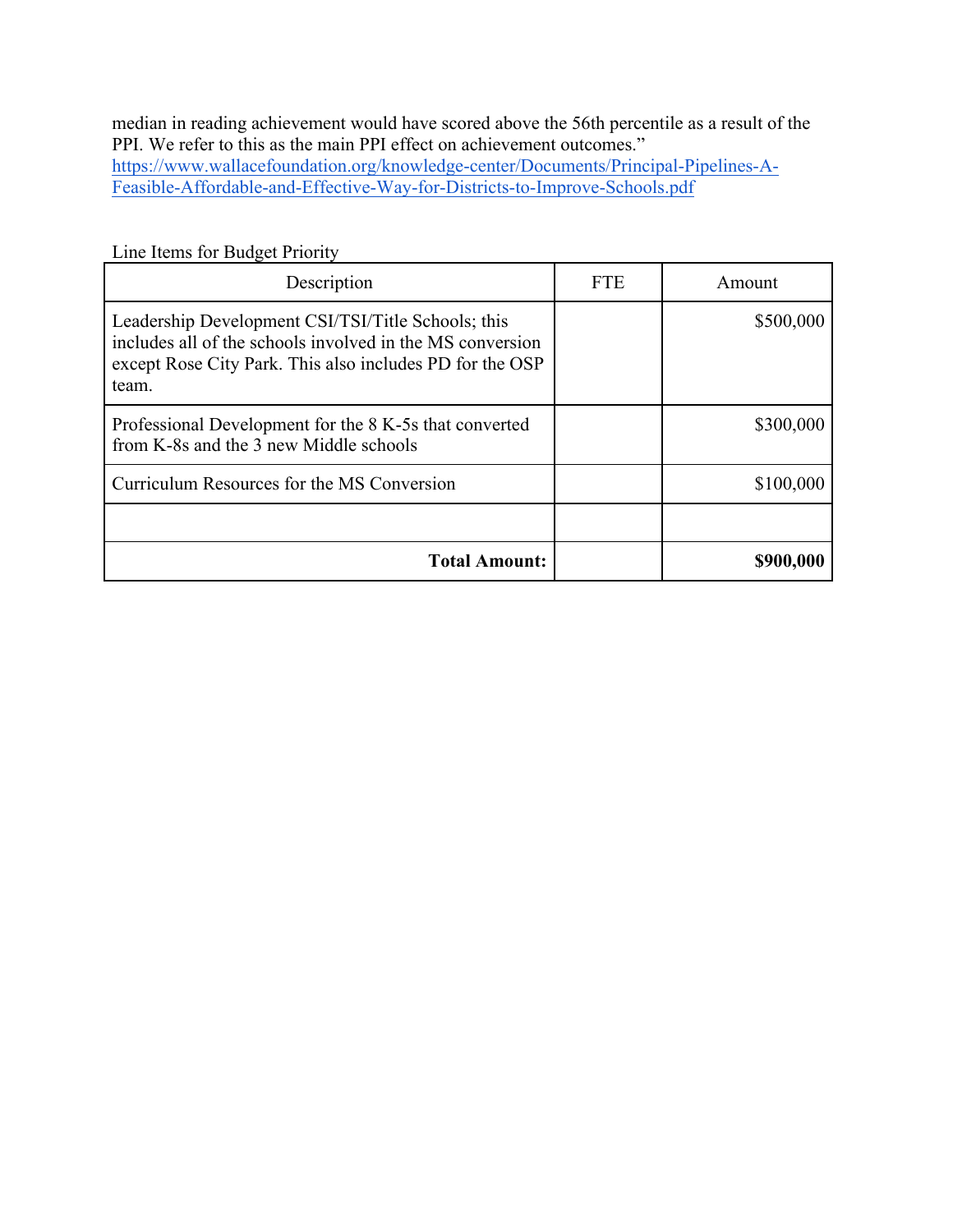median in reading achievement would have scored above the 56th percentile as a result of the PPI. We refer to this as the main PPI effect on achievement outcomes."
[https://www.wallacefoundation.org/knowledge-center/Documents/Principal-Pipelines-A-Feasible-Affordable-and-Effective-Way-for-Districts-to-Improve-Schools.pdf](https://www.wallacefoundation.org/knowledge-center/Documents/Principal-Pipelines-A-Feasible-Affordable-and-Effective-Way-for-Districts-to-Improve-Schools.pdf)

Line Items for Budget Priority

| Description | FTE | Amount |
|---|---|---|
| Leadership Development CSI/TSI/Title Schools; this includes all of the schools involved in the MS conversion except Rose City Park. This also includes PD for the OSP team. | | $500,000 |
| Professional Development for the 8 K-5s that converted from K-8s and the 3 new Middle schools | | $300,000 |
| Curriculum Resources for the MS Conversion | | $100,000 |
| | | |
| **Total Amount:** | | **$900,000** |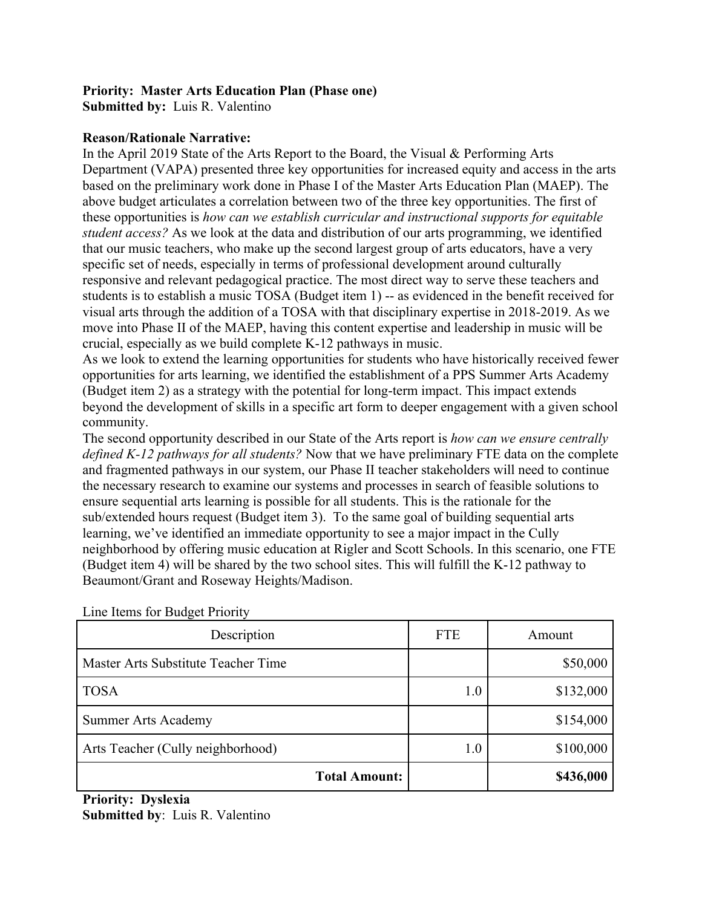**Priority: Master Arts Education Plan (Phase one)**
**Submitted by:** Luis R. Valentino

**Reason/Rationale Narrative:**
In the April 2019 State of the Arts Report to the Board, the Visual & Performing Arts Department (VAPA) presented three key opportunities for increased equity and access in the arts based on the preliminary work done in Phase I of the Master Arts Education Plan (MAEP). The above budget articulates a correlation between two of the three key opportunities. The first of these opportunities is *how can we establish curricular and instructional supports for equitable student access?* As we look at the data and distribution of our arts programming, we identified that our music teachers, who make up the second largest group of arts educators, have a very specific set of needs, especially in terms of professional development around culturally responsive and relevant pedagogical practice. The most direct way to serve these teachers and students is to establish a music TOSA (Budget item 1) -- as evidenced in the benefit received for visual arts through the addition of a TOSA with that disciplinary expertise in 2018-2019. As we move into Phase II of the MAEP, having this content expertise and leadership in music will be crucial, especially as we build complete K-12 pathways in music.
As we look to extend the learning opportunities for students who have historically received fewer opportunities for arts learning, we identified the establishment of a PPS Summer Arts Academy (Budget item 2) as a strategy with the potential for long-term impact. This impact extends beyond the development of skills in a specific art form to deeper engagement with a given school community.
The second opportunity described in our State of the Arts report is *how can we ensure centrally defined K-12 pathways for all students?* Now that we have preliminary FTE data on the complete and fragmented pathways in our system, our Phase II teacher stakeholders will need to continue the necessary research to examine our systems and processes in search of feasible solutions to ensure sequential arts learning is possible for all students. This is the rationale for the sub/extended hours request (Budget item 3). To the same goal of building sequential arts learning, we've identified an immediate opportunity to see a major impact in the Cully neighborhood by offering music education at Rigler and Scott Schools. In this scenario, one FTE (Budget item 4) will be shared by the two school sites. This will fulfill the K-12 pathway to Beaumont/Grant and Roseway Heights/Madison.

Line Items for Budget Priority

| Description | FTE | Amount |
|---|---|---|
| Master Arts Substitute Teacher Time | | $50,000 |
| TOSA | 1.0 | $132,000 |
| Summer Arts Academy | | $154,000 |
| Arts Teacher (Cully neighborhood) | 1.0 | $100,000 |
| **Total Amount:** | | **$436,000** |

**Priority: Dyslexia**
**Submitted by**: Luis R. Valentino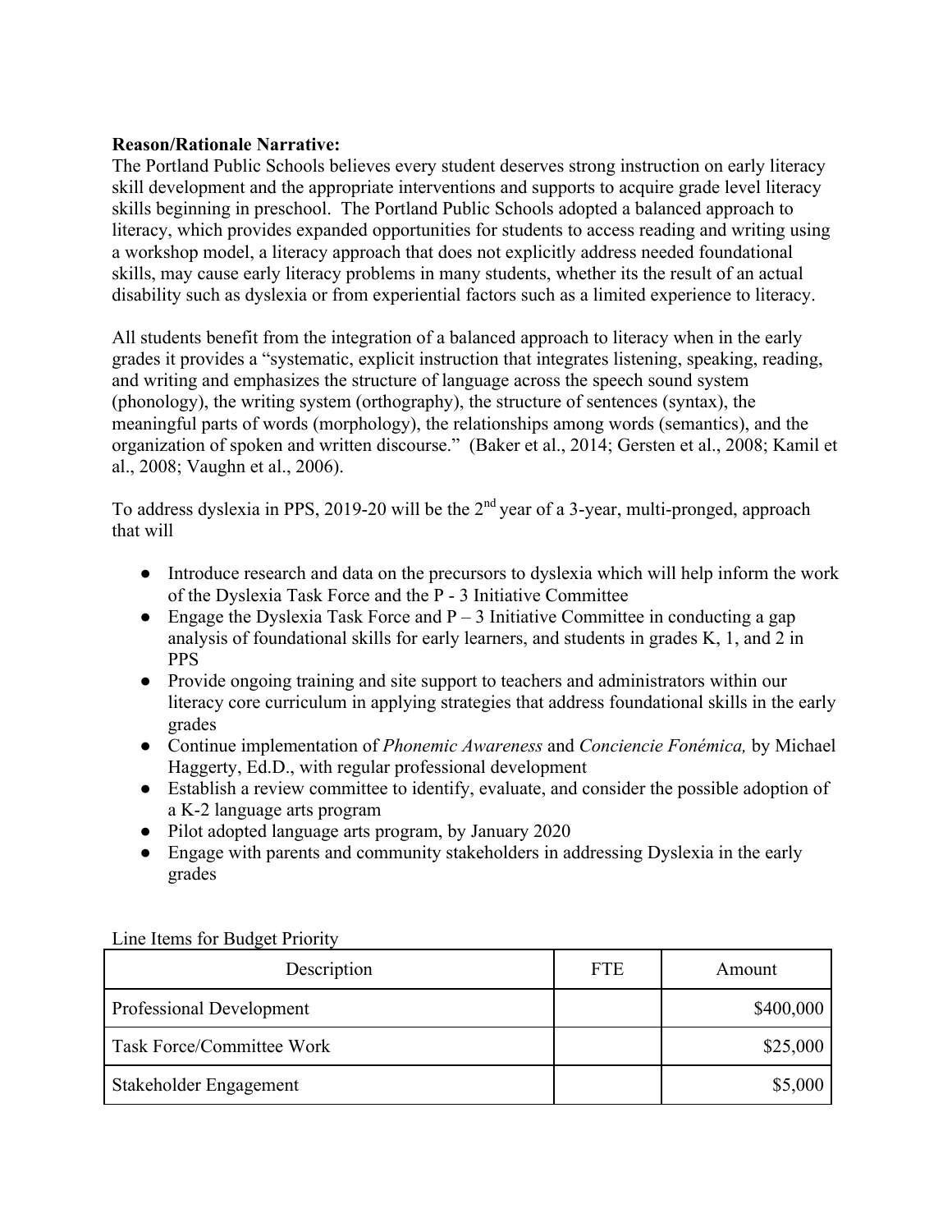**Reason/Rationale Narrative:**
The Portland Public Schools believes every student deserves strong instruction on early literacy skill development and the appropriate interventions and supports to acquire grade level literacy skills beginning in preschool. The Portland Public Schools adopted a balanced approach to literacy, which provides expanded opportunities for students to access reading and writing using a workshop model, a literacy approach that does not explicitly address needed foundational skills, may cause early literacy problems in many students, whether its the result of an actual disability such as dyslexia or from experiential factors such as a limited experience to literacy.

All students benefit from the integration of a balanced approach to literacy when in the early grades it provides a "systematic, explicit instruction that integrates listening, speaking, reading, and writing and emphasizes the structure of language across the speech sound system (phonology), the writing system (orthography), the structure of sentences (syntax), the meaningful parts of words (morphology), the relationships among words (semantics), and the organization of spoken and written discourse." (Baker et al., 2014; Gersten et al., 2008; Kamil et al., 2008; Vaughn et al., 2006).

To address dyslexia in PPS, 2019-20 will be the 2nd year of a 3-year, multi-pronged, approach that will

- Introduce research and data on the precursors to dyslexia which will help inform the work of the Dyslexia Task Force and the P - 3 Initiative Committee
- Engage the Dyslexia Task Force and P – 3 Initiative Committee in conducting a gap analysis of foundational skills for early learners, and students in grades K, 1, and 2 in PPS
- Provide ongoing training and site support to teachers and administrators within our literacy core curriculum in applying strategies that address foundational skills in the early grades
- Continue implementation of *Phonemic Awareness* and *Conciencie Fonémica,* by Michael Haggerty, Ed.D., with regular professional development
- Establish a review committee to identify, evaluate, and consider the possible adoption of a K-2 language arts program
- Pilot adopted language arts program, by January 2020
- Engage with parents and community stakeholders in addressing Dyslexia in the early grades

Line Items for Budget Priority

| Description | FTE | Amount |
|---|---|---|
| Professional Development | | $400,000 |
| Task Force/Committee Work | | $25,000 |
| Stakeholder Engagement | | $5,000 |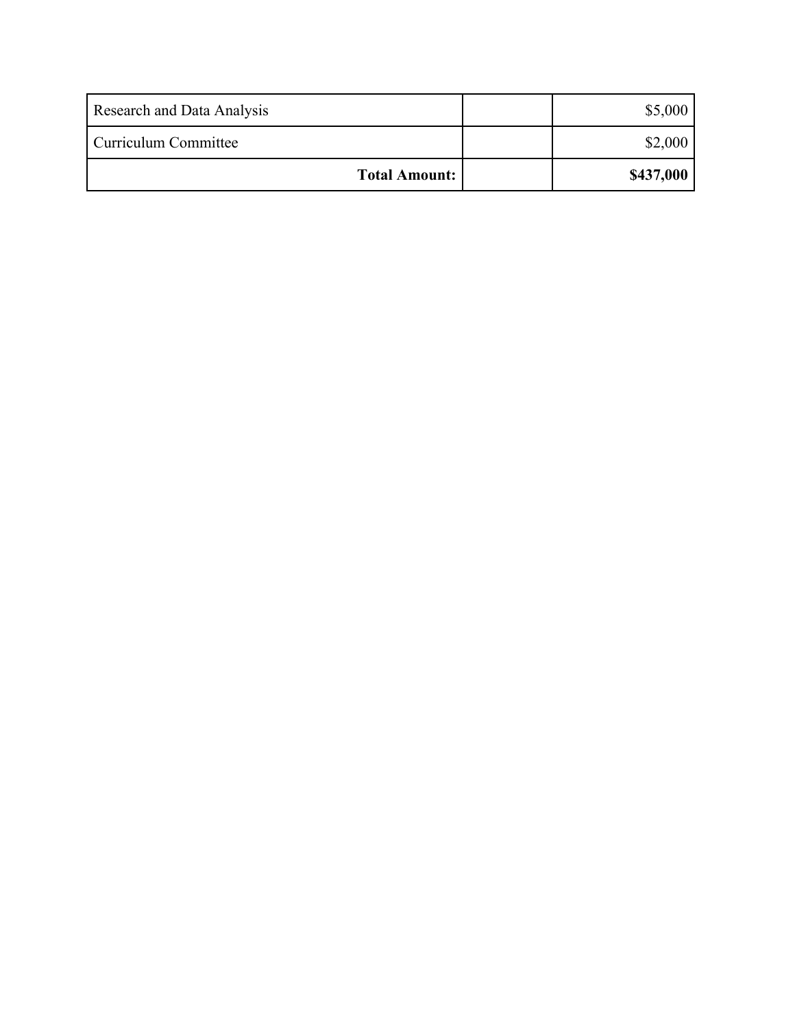| | | |
|---|---|---|
| Research and Data Analysis | | $5,000 |
| Curriculum Committee | | $2,000 |
| **Total Amount:** | | **$437,000** |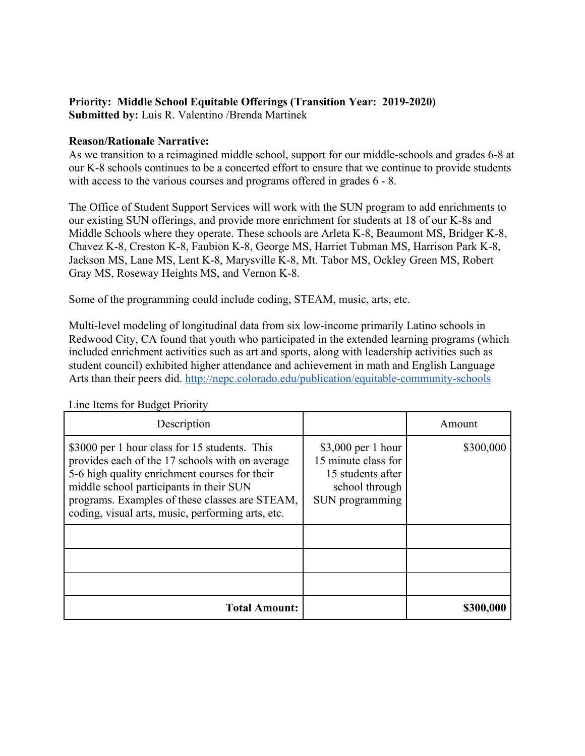**Priority: Middle School Equitable Offerings (Transition Year: 2019-2020)**
**Submitted by:** Luis R. Valentino /Brenda Martinek

**Reason/Rationale Narrative:**
As we transition to a reimagined middle school, support for our middle-schools and grades 6-8 at our K-8 schools continues to be a concerted effort to ensure that we continue to provide students with access to the various courses and programs offered in grades 6 - 8.

The Office of Student Support Services will work with the SUN program to add enrichments to our existing SUN offerings, and provide more enrichment for students at 18 of our K-8s and Middle Schools where they operate. These schools are Arleta K-8, Beaumont MS, Bridger K-8, Chavez K-8, Creston K-8, Faubion K-8, George MS, Harriet Tubman MS, Harrison Park K-8, Jackson MS, Lane MS, Lent K-8, Marysville K-8, Mt. Tabor MS, Ockley Green MS, Robert Gray MS, Roseway Heights MS, and Vernon K-8.

Some of the programming could include coding, STEAM, music, arts, etc.

Multi-level modeling of longitudinal data from six low-income primarily Latino schools in Redwood City, CA found that youth who participated in the extended learning programs (which included enrichment activities such as art and sports, along with leadership activities such as student council) exhibited higher attendance and achievement in math and English Language Arts than their peers did. http://nepc.colorado.edu/publication/equitable-community-schools

Line Items for Budget Priority

| Description | | Amount |
|---|---|---|
| $3000 per 1 hour class for 15 students. This provides each of the 17 schools with on average 5-6 high quality enrichment courses for their middle school participants in their SUN programs. Examples of these classes are STEAM, coding, visual arts, music, performing arts, etc. | $3,000 per 1 hour 15 minute class for 15 students after school through SUN programming | $300,000 |
| | | |
| | | |
| | | |
| **Total Amount:** | | **$300,000** |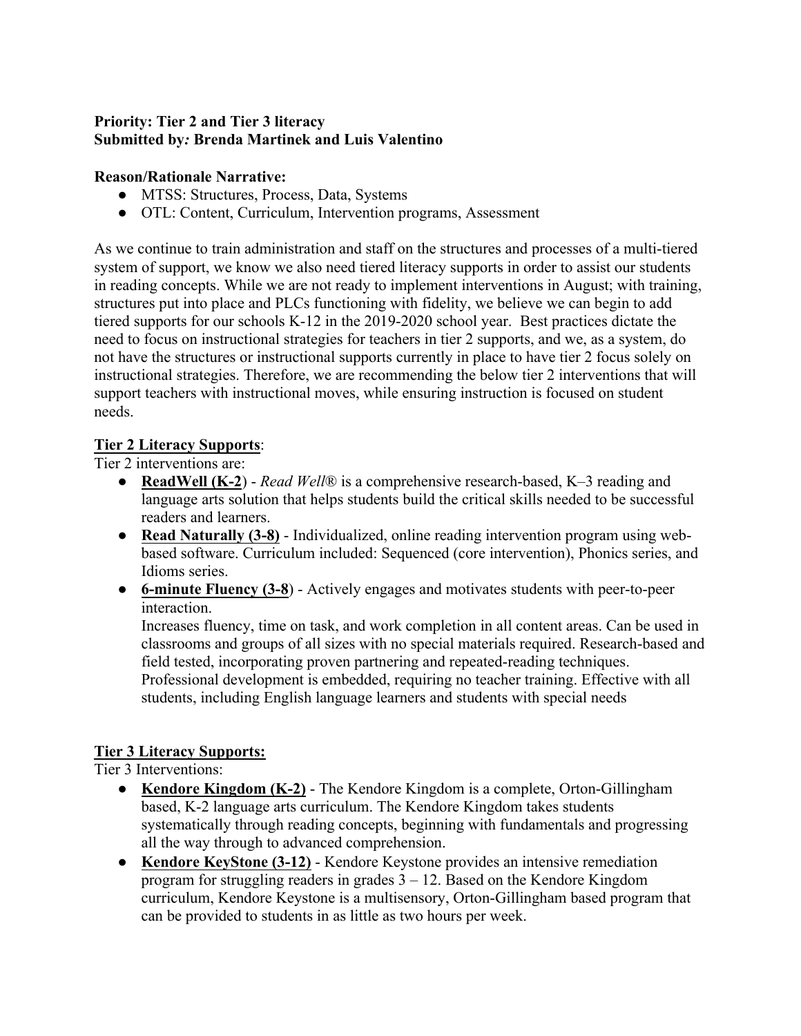**Priority: Tier 2 and Tier 3 literacy**
**Submitted by*:* Brenda Martinek and Luis Valentino**

**Reason/Rationale Narrative:**

- MTSS: Structures, Process, Data, Systems
- OTL: Content, Curriculum, Intervention programs, Assessment

As we continue to train administration and staff on the structures and processes of a multi-tiered system of support, we know we also need tiered literacy supports in order to assist our students in reading concepts. While we are not ready to implement interventions in August; with training, structures put into place and PLCs functioning with fidelity, we believe we can begin to add tiered supports for our schools K-12 in the 2019-2020 school year. Best practices dictate the need to focus on instructional strategies for teachers in tier 2 supports, and we, as a system, do not have the structures or instructional supports currently in place to have tier 2 focus solely on instructional strategies. Therefore, we are recommending the below tier 2 interventions that will support teachers with instructional moves, while ensuring instruction is focused on student needs.

<u>**Tier 2 Literacy Supports**</u>:

Tier 2 interventions are:

- <u>**ReadWell (K-2**</u>) - *Read Well®* is a comprehensive research-based, K–3 reading and language arts solution that helps students build the critical skills needed to be successful readers and learners.
- <u>**Read Naturally (3-8)**</u> - Individualized, online reading intervention program using web-based software. Curriculum included: Sequenced (core intervention), Phonics series, and Idioms series.
- <u>**6-minute Fluency (3-8**</u>) - Actively engages and motivates students with peer-to-peer interaction.
  Increases fluency, time on task, and work completion in all content areas. Can be used in classrooms and groups of all sizes with no special materials required. Research-based and field tested, incorporating proven partnering and repeated-reading techniques. Professional development is embedded, requiring no teacher training. Effective with all students, including English language learners and students with special needs

<u>**Tier 3 Literacy Supports:**</u>

Tier 3 Interventions:

- <u>**Kendore Kingdom (K-2)**</u> - The Kendore Kingdom is a complete, Orton-Gillingham based, K-2 language arts curriculum. The Kendore Kingdom takes students systematically through reading concepts, beginning with fundamentals and progressing all the way through to advanced comprehension.
- <u>**Kendore KeyStone (3-12)**</u> - Kendore Keystone provides an intensive remediation program for struggling readers in grades 3 – 12. Based on the Kendore Kingdom curriculum, Kendore Keystone is a multisensory, Orton-Gillingham based program that can be provided to students in as little as two hours per week.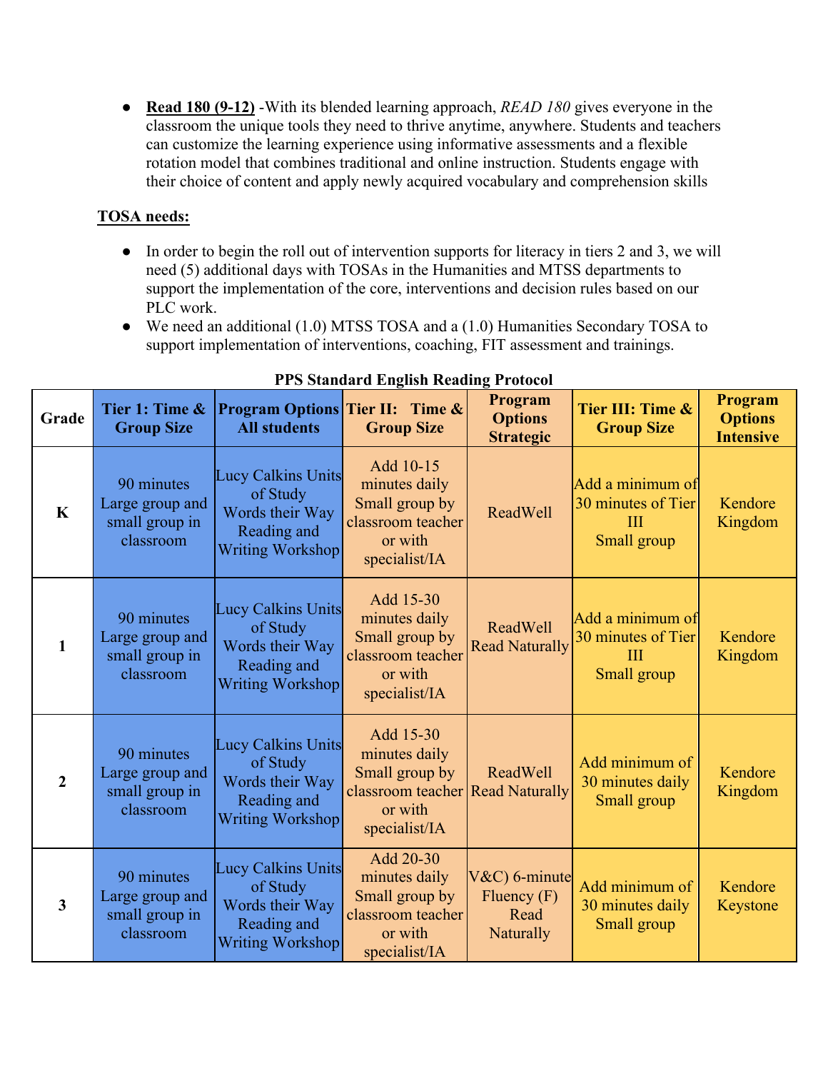- **Read 180 (9-12)** -With its blended learning approach, *READ 180* gives everyone in the classroom the unique tools they need to thrive anytime, anywhere. Students and teachers can customize the learning experience using informative assessments and a flexible rotation model that combines traditional and online instruction. Students engage with their choice of content and apply newly acquired vocabulary and comprehension skills

**TOSA needs:**

- In order to begin the roll out of intervention supports for literacy in tiers 2 and 3, we will need (5) additional days with TOSAs in the Humanities and MTSS departments to support the implementation of the core, interventions and decision rules based on our PLC work.
- We need an additional (1.0) MTSS TOSA and a (1.0) Humanities Secondary TOSA to support implementation of interventions, coaching, FIT assessment and trainings.

**PPS Standard English Reading Protocol**

| Grade | Tier 1: Time & Group Size | Program Options All students | Tier II: Time & Group Size | Program Options Strategic | Tier III: Time & Group Size | Program Options Intensive |
|---|---|---|---|---|---|---|
| K | 90 minutes Large group and small group in classroom | Lucy Calkins Units of Study Words their Way Reading and Writing Workshop | Add 10-15 minutes daily Small group by classroom teacher or with specialist/IA | ReadWell | Add a minimum of 30 minutes of Tier III Small group | Kendore Kingdom |
| 1 | 90 minutes Large group and small group in classroom | Lucy Calkins Units of Study Words their Way Reading and Writing Workshop | Add 15-30 minutes daily Small group by classroom teacher or with specialist/IA | ReadWell Read Naturally | Add a minimum of 30 minutes of Tier III Small group | Kendore Kingdom |
| 2 | 90 minutes Large group and small group in classroom | Lucy Calkins Units of Study Words their Way Reading and Writing Workshop | Add 15-30 minutes daily Small group by classroom teacher or with specialist/IA | ReadWell Read Naturally | Add minimum of 30 minutes daily Small group | Kendore Kingdom |
| 3 | 90 minutes Large group and small group in classroom | Lucy Calkins Units of Study Words their Way Reading and Writing Workshop | Add 20-30 minutes daily Small group by classroom teacher or with specialist/IA | V&C) 6-minute Fluency (F) Read Naturally | Add minimum of 30 minutes daily Small group | Kendore Keystone |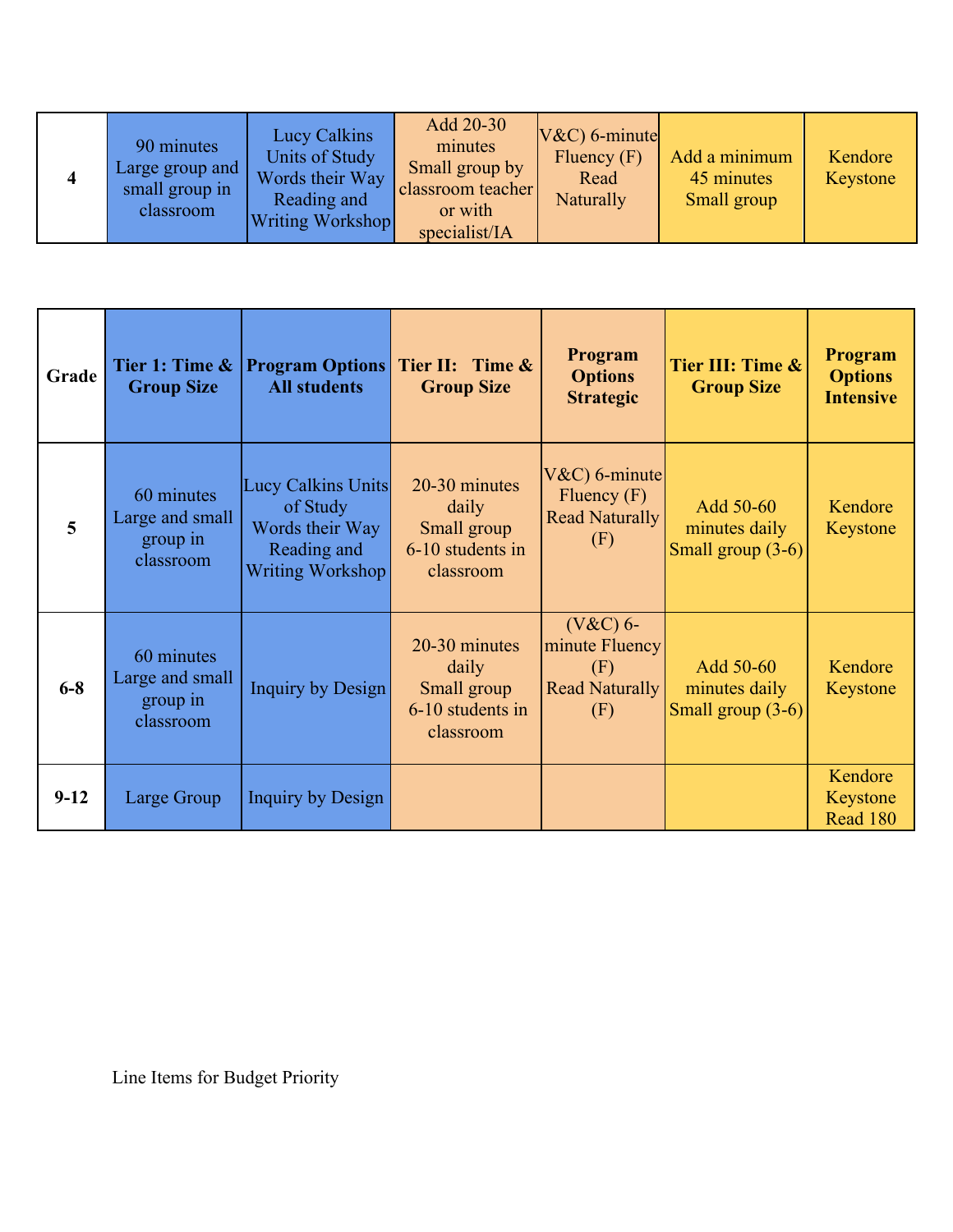| | | | | | | |
|---|---|---|---|---|---|---|
| **4** | 90 minutes Large group and small group in classroom | Lucy Calkins Units of Study Words their Way Reading and Writing Workshop | Add 20-30 minutes Small group by classroom teacher or with specialist/IA | V&C) 6-minute Fluency (F) Read Naturally | Add a minimum 45 minutes Small group | Kendore Keystone |

| **Grade** | **Tier 1: Time & Group Size** | **Program Options All students** | **Tier II: Time & Group Size** | **Program Options Strategic** | **Tier III: Time & Group Size** | **Program Options Intensive** |
|---|---|---|---|---|---|---|
| **5** | 60 minutes Large and small group in classroom | Lucy Calkins Units of Study Words their Way Reading and Writing Workshop | 20-30 minutes daily Small group 6-10 students in classroom | V&C) 6-minute Fluency (F) Read Naturally (F) | Add 50-60 minutes daily Small group (3-6) | Kendore Keystone |
| **6-8** | 60 minutes Large and small group in classroom | Inquiry by Design | 20-30 minutes daily Small group 6-10 students in classroom | (V&C) 6-minute Fluency (F) Read Naturally (F) | Add 50-60 minutes daily Small group (3-6) | Kendore Keystone |
| **9-12** | Large Group | Inquiry by Design | | | | Kendore Keystone Read 180 |

Line Items for Budget Priority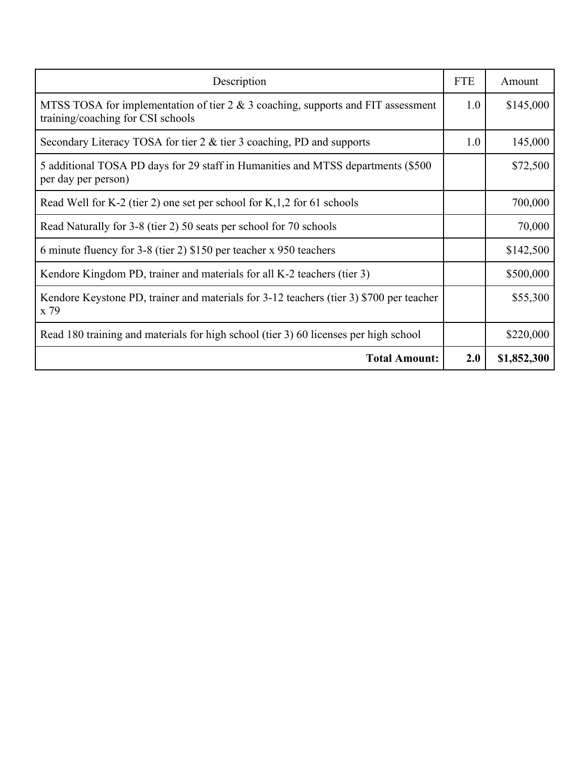| Description | FTE | Amount |
|---|---|---|
| MTSS TOSA for implementation of tier 2 & 3 coaching, supports and FIT assessment training/coaching for CSI schools | 1.0 | $145,000 |
| Secondary Literacy TOSA for tier 2 & tier 3 coaching, PD and supports | 1.0 | 145,000 |
| 5 additional TOSA PD days for 29 staff in Humanities and MTSS departments ($500 per day per person) | | $72,500 |
| Read Well for K-2 (tier 2) one set per school for K,1,2 for 61 schools | | 700,000 |
| Read Naturally for 3-8 (tier 2) 50 seats per school for 70 schools | | 70,000 |
| 6 minute fluency for 3-8 (tier 2) $150 per teacher x 950 teachers | | $142,500 |
| Kendore Kingdom PD, trainer and materials for all K-2 teachers (tier 3) | | $500,000 |
| Kendore Keystone PD, trainer and materials for 3-12 teachers (tier 3) $700 per teacher x 79 | | $55,300 |
| Read 180 training and materials for high school (tier 3) 60 licenses per high school | | $220,000 |
| **Total Amount:** | **2.0** | **$1,852,300** |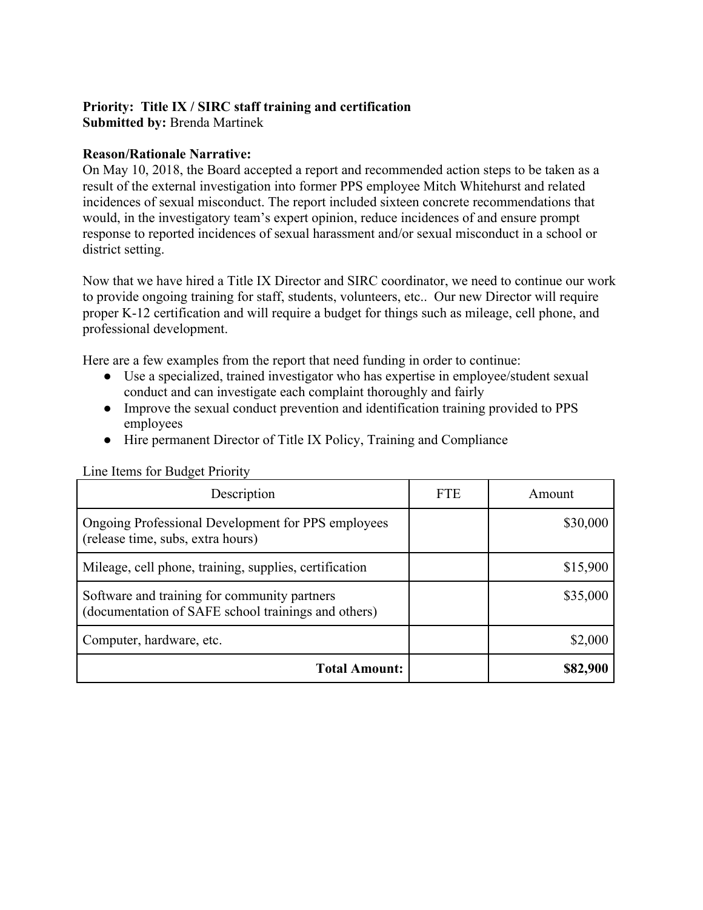**Priority: Title IX / SIRC staff training and certification**
**Submitted by:** Brenda Martinek

**Reason/Rationale Narrative:**
On May 10, 2018, the Board accepted a report and recommended action steps to be taken as a result of the external investigation into former PPS employee Mitch Whitehurst and related incidences of sexual misconduct. The report included sixteen concrete recommendations that would, in the investigatory team's expert opinion, reduce incidences of and ensure prompt response to reported incidences of sexual harassment and/or sexual misconduct in a school or district setting.

Now that we have hired a Title IX Director and SIRC coordinator, we need to continue our work to provide ongoing training for staff, students, volunteers, etc.. Our new Director will require proper K-12 certification and will require a budget for things such as mileage, cell phone, and professional development.

Here are a few examples from the report that need funding in order to continue:

- Use a specialized, trained investigator who has expertise in employee/student sexual conduct and can investigate each complaint thoroughly and fairly
- Improve the sexual conduct prevention and identification training provided to PPS employees
- Hire permanent Director of Title IX Policy, Training and Compliance

Line Items for Budget Priority

| Description | FTE | Amount |
|---|---|---|
| Ongoing Professional Development for PPS employees (release time, subs, extra hours) | | $30,000 |
| Mileage, cell phone, training, supplies, certification | | $15,900 |
| Software and training for community partners (documentation of SAFE school trainings and others) | | $35,000 |
| Computer, hardware, etc. | | $2,000 |
| **Total Amount:** | | **$82,900** |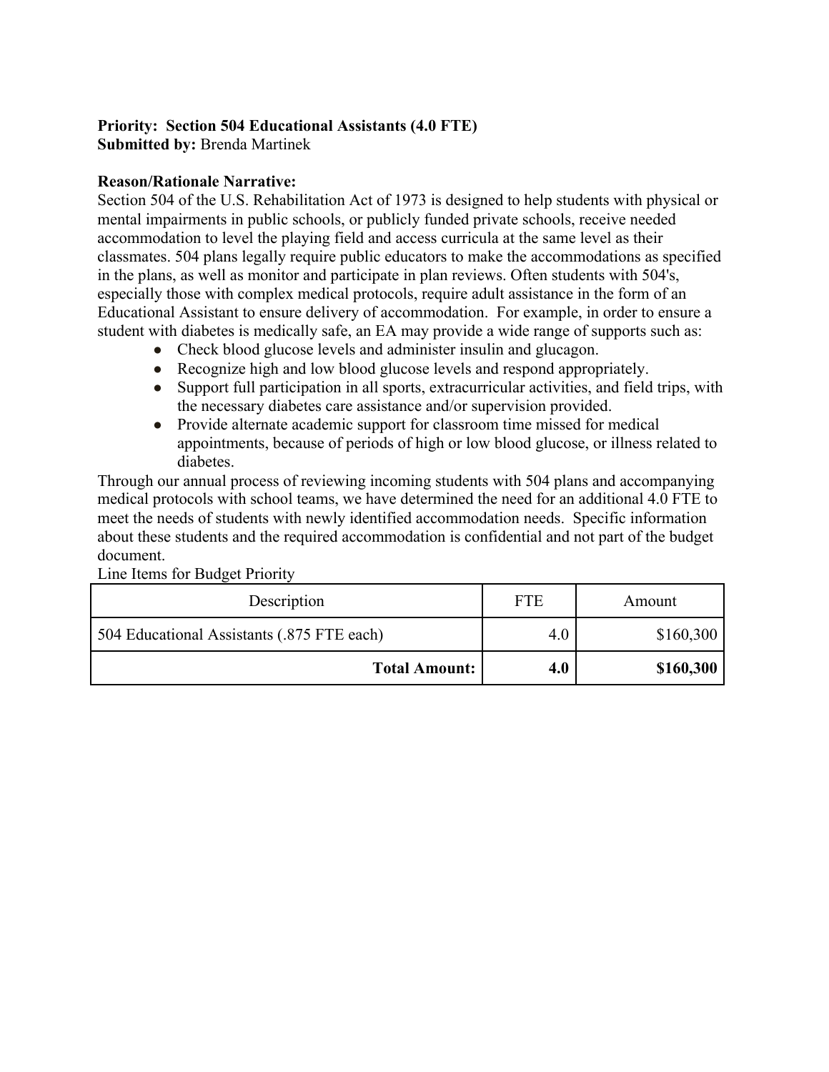**Priority: Section 504 Educational Assistants (4.0 FTE)**
**Submitted by:** Brenda Martinek

**Reason/Rationale Narrative:**
Section 504 of the U.S. Rehabilitation Act of 1973 is designed to help students with physical or mental impairments in public schools, or publicly funded private schools, receive needed accommodation to level the playing field and access curricula at the same level as their classmates. 504 plans legally require public educators to make the accommodations as specified in the plans, as well as monitor and participate in plan reviews. Often students with 504's, especially those with complex medical protocols, require adult assistance in the form of an Educational Assistant to ensure delivery of accommodation. For example, in order to ensure a student with diabetes is medically safe, an EA may provide a wide range of supports such as:

- Check blood glucose levels and administer insulin and glucagon.
- Recognize high and low blood glucose levels and respond appropriately.
- Support full participation in all sports, extracurricular activities, and field trips, with the necessary diabetes care assistance and/or supervision provided.
- Provide alternate academic support for classroom time missed for medical appointments, because of periods of high or low blood glucose, or illness related to diabetes.

Through our annual process of reviewing incoming students with 504 plans and accompanying medical protocols with school teams, we have determined the need for an additional 4.0 FTE to meet the needs of students with newly identified accommodation needs. Specific information about these students and the required accommodation is confidential and not part of the budget document.

Line Items for Budget Priority

| Description | FTE | Amount |
|---|---|---|
| 504 Educational Assistants (.875 FTE each) | 4.0 | $160,300 |
| **Total Amount:** | **4.0** | **$160,300** |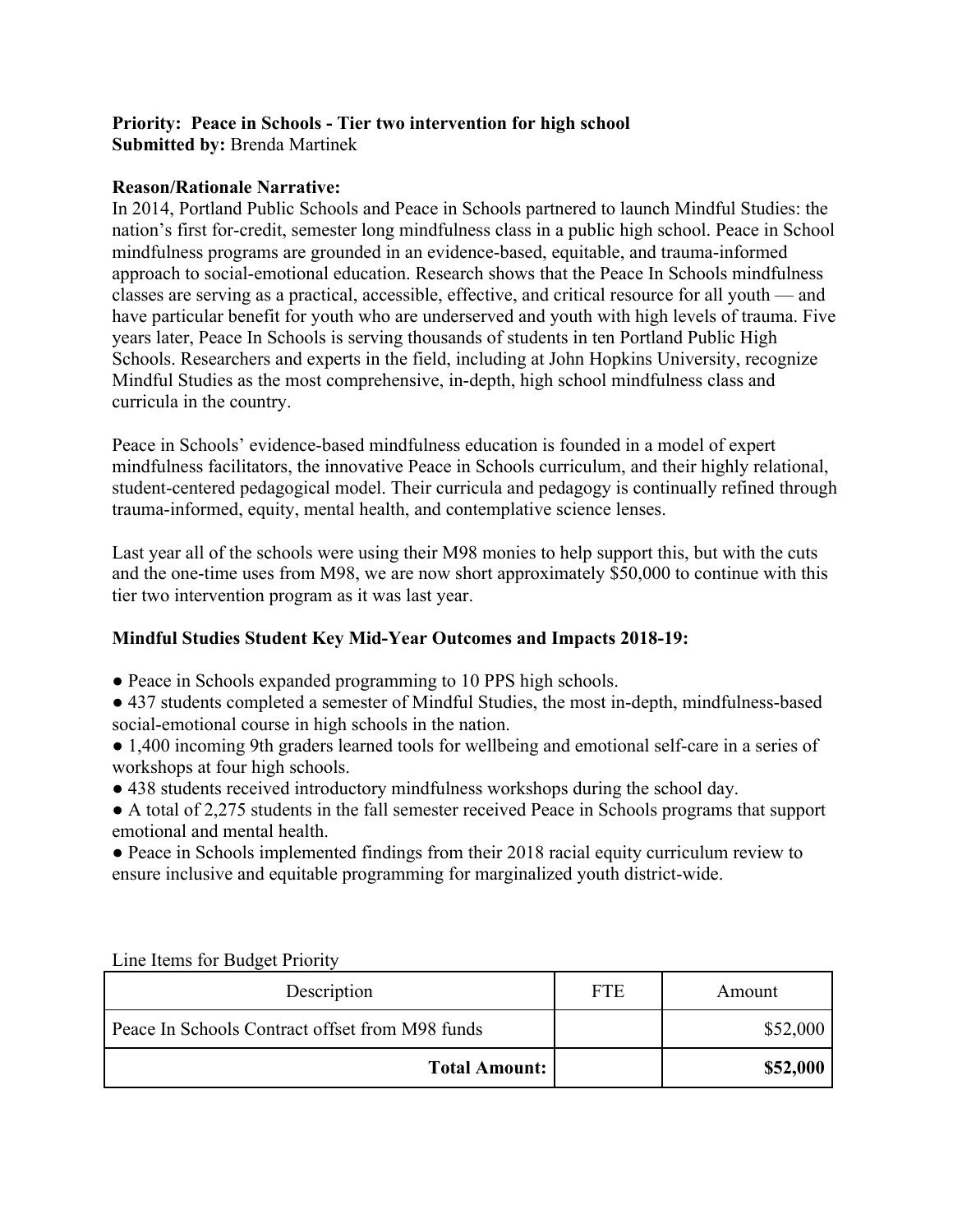**Priority: Peace in Schools - Tier two intervention for high school**
**Submitted by:** Brenda Martinek

**Reason/Rationale Narrative:**
In 2014, Portland Public Schools and Peace in Schools partnered to launch Mindful Studies: the nation's first for-credit, semester long mindfulness class in a public high school. Peace in School mindfulness programs are grounded in an evidence-based, equitable, and trauma-informed approach to social-emotional education. Research shows that the Peace In Schools mindfulness classes are serving as a practical, accessible, effective, and critical resource for all youth — and have particular benefit for youth who are underserved and youth with high levels of trauma. Five years later, Peace In Schools is serving thousands of students in ten Portland Public High Schools. Researchers and experts in the field, including at John Hopkins University, recognize Mindful Studies as the most comprehensive, in-depth, high school mindfulness class and curricula in the country.

Peace in Schools' evidence-based mindfulness education is founded in a model of expert mindfulness facilitators, the innovative Peace in Schools curriculum, and their highly relational, student-centered pedagogical model. Their curricula and pedagogy is continually refined through trauma-informed, equity, mental health, and contemplative science lenses.

Last year all of the schools were using their M98 monies to help support this, but with the cuts and the one-time uses from M98, we are now short approximately $50,000 to continue with this tier two intervention program as it was last year.

**Mindful Studies Student Key Mid-Year Outcomes and Impacts 2018-19:**

- Peace in Schools expanded programming to 10 PPS high schools.
- 437 students completed a semester of Mindful Studies, the most in-depth, mindfulness-based social-emotional course in high schools in the nation.
- 1,400 incoming 9th graders learned tools for wellbeing and emotional self-care in a series of workshops at four high schools.
- 438 students received introductory mindfulness workshops during the school day.
- A total of 2,275 students in the fall semester received Peace in Schools programs that support emotional and mental health.
- Peace in Schools implemented findings from their 2018 racial equity curriculum review to ensure inclusive and equitable programming for marginalized youth district-wide.

Line Items for Budget Priority

| Description | FTE | Amount |
|---|---|---|
| Peace In Schools Contract offset from M98 funds | | $52,000 |
| **Total Amount:** | | **$52,000** |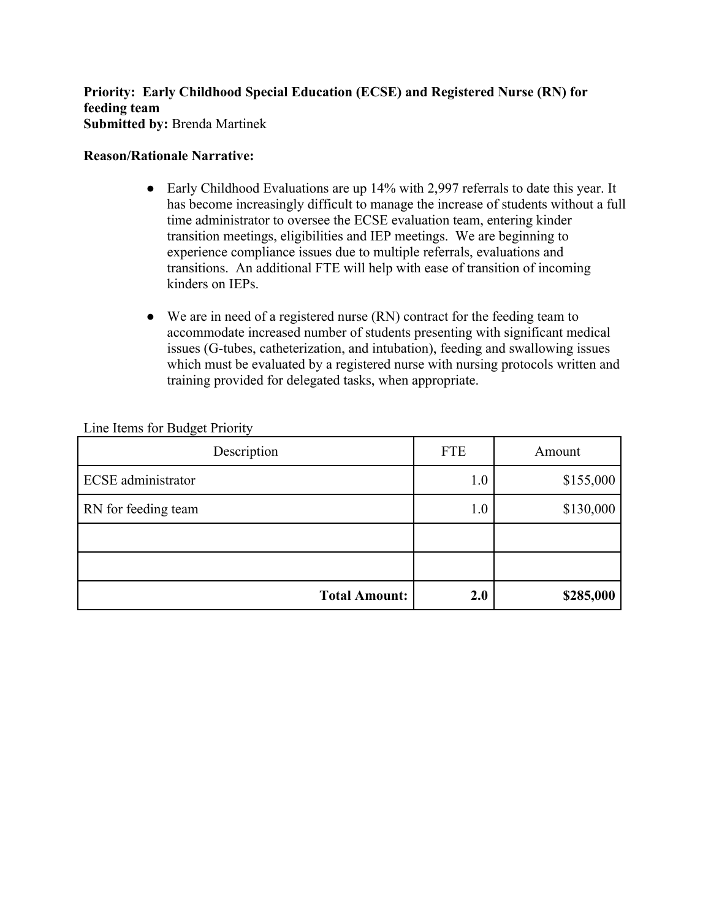**Priority: Early Childhood Special Education (ECSE) and Registered Nurse (RN) for feeding team**
**Submitted by:** Brenda Martinek

**Reason/Rationale Narrative:**

- Early Childhood Evaluations are up 14% with 2,997 referrals to date this year. It has become increasingly difficult to manage the increase of students without a full time administrator to oversee the ECSE evaluation team, entering kinder transition meetings, eligibilities and IEP meetings. We are beginning to experience compliance issues due to multiple referrals, evaluations and transitions. An additional FTE will help with ease of transition of incoming kinders on IEPs.

- We are in need of a registered nurse (RN) contract for the feeding team to accommodate increased number of students presenting with significant medical issues (G-tubes, catheterization, and intubation), feeding and swallowing issues which must be evaluated by a registered nurse with nursing protocols written and training provided for delegated tasks, when appropriate.

Line Items for Budget Priority

| Description | FTE | Amount |
|---|---|---|
| ECSE administrator | 1.0 | $155,000 |
| RN for feeding team | 1.0 | $130,000 |
| | | |
| | | |
| **Total Amount:** | **2.0** | **$285,000** |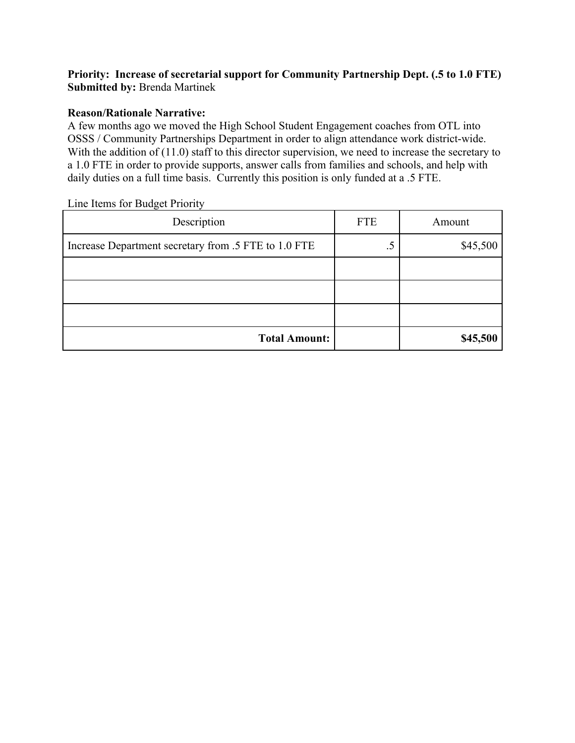**Priority: Increase of secretarial support for Community Partnership Dept. (.5 to 1.0 FTE)**
**Submitted by:** Brenda Martinek

**Reason/Rationale Narrative:**
A few months ago we moved the High School Student Engagement coaches from OTL into OSSS / Community Partnerships Department in order to align attendance work district-wide. With the addition of (11.0) staff to this director supervision, we need to increase the secretary to a 1.0 FTE in order to provide supports, answer calls from families and schools, and help with daily duties on a full time basis. Currently this position is only funded at a .5 FTE.

Line Items for Budget Priority

| Description | FTE | Amount |
|---|---|---|
| Increase Department secretary from .5 FTE to 1.0 FTE | .5 | $45,500 |
| | | |
| | | |
| | | |
| **Total Amount:** | | **$45,500** |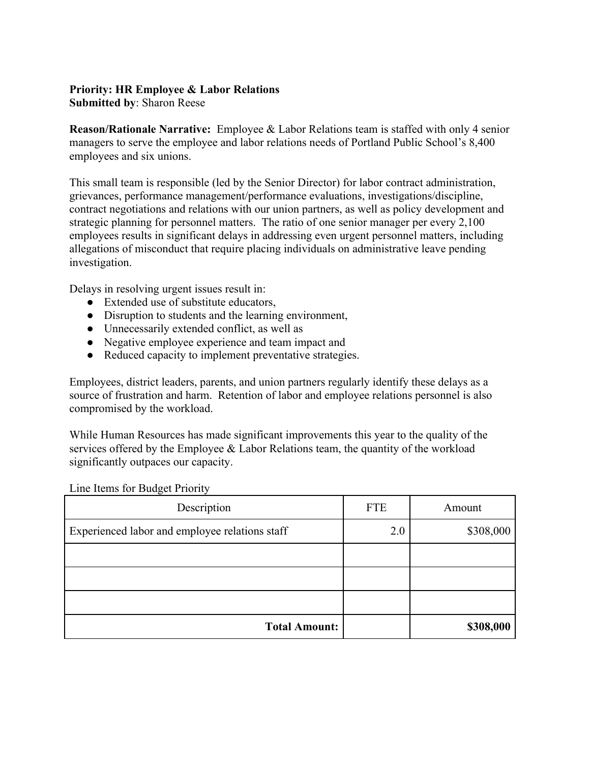**Priority: HR Employee & Labor Relations**
**Submitted by**: Sharon Reese

**Reason/Rationale Narrative:** Employee & Labor Relations team is staffed with only 4 senior managers to serve the employee and labor relations needs of Portland Public School's 8,400 employees and six unions.

This small team is responsible (led by the Senior Director) for labor contract administration, grievances, performance management/performance evaluations, investigations/discipline, contract negotiations and relations with our union partners, as well as policy development and strategic planning for personnel matters. The ratio of one senior manager per every 2,100 employees results in significant delays in addressing even urgent personnel matters, including allegations of misconduct that require placing individuals on administrative leave pending investigation.

Delays in resolving urgent issues result in:

- Extended use of substitute educators,
- Disruption to students and the learning environment,
- Unnecessarily extended conflict, as well as
- Negative employee experience and team impact and
- Reduced capacity to implement preventative strategies.

Employees, district leaders, parents, and union partners regularly identify these delays as a source of frustration and harm. Retention of labor and employee relations personnel is also compromised by the workload.

While Human Resources has made significant improvements this year to the quality of the services offered by the Employee & Labor Relations team, the quantity of the workload significantly outpaces our capacity.

Line Items for Budget Priority

| Description | FTE | Amount |
|---|---|---|
| Experienced labor and employee relations staff | 2.0 | $308,000 |
| | | |
| | | |
| | | |
| **Total Amount:** | | **$308,000** |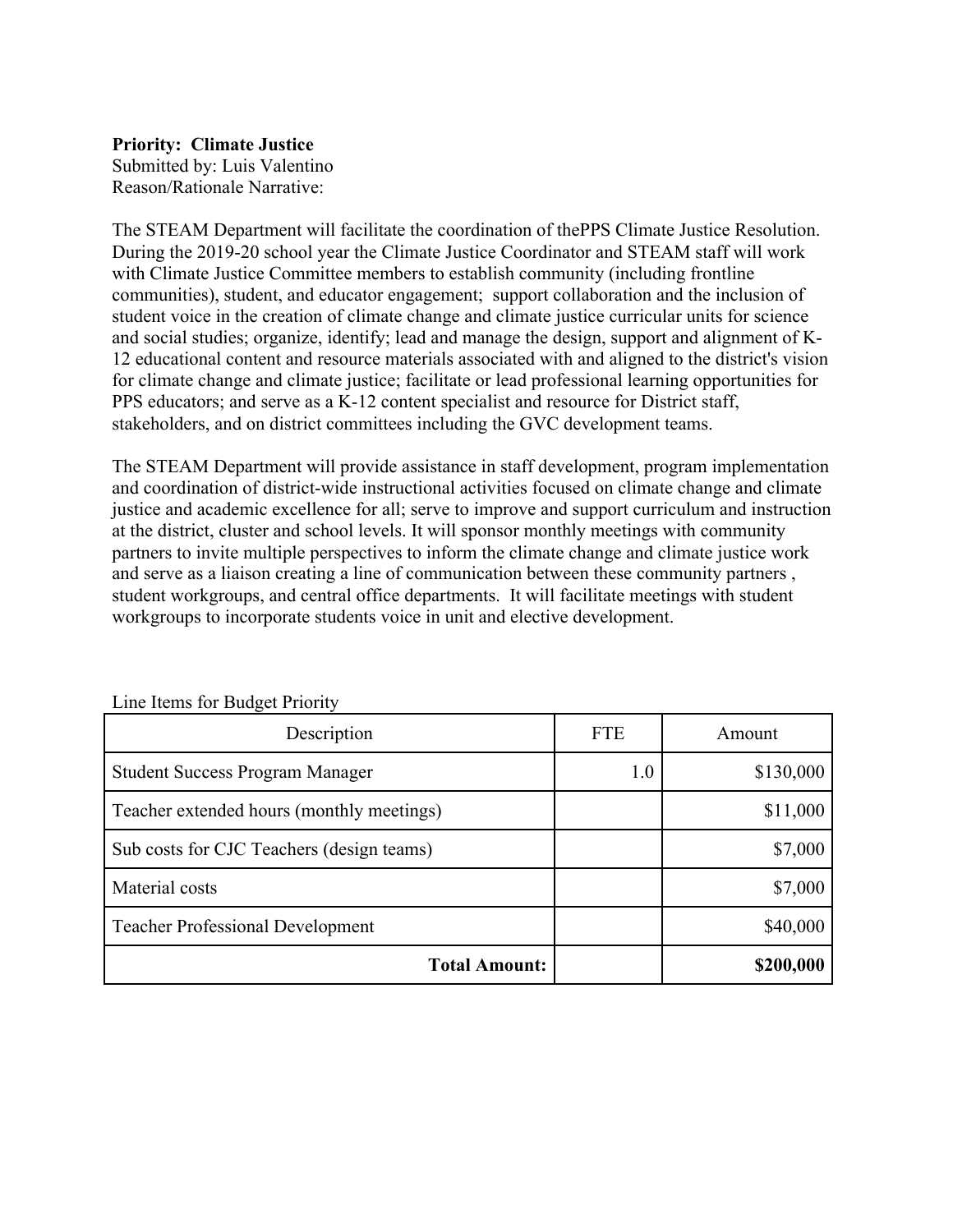**Priority: Climate Justice**
Submitted by: Luis Valentino
Reason/Rationale Narrative:

The STEAM Department will facilitate the coordination of thePPS Climate Justice Resolution. During the 2019-20 school year the Climate Justice Coordinator and STEAM staff will work with Climate Justice Committee members to establish community (including frontline communities), student, and educator engagement; support collaboration and the inclusion of student voice in the creation of climate change and climate justice curricular units for science and social studies; organize, identify; lead and manage the design, support and alignment of K-12 educational content and resource materials associated with and aligned to the district's vision for climate change and climate justice; facilitate or lead professional learning opportunities for PPS educators; and serve as a K-12 content specialist and resource for District staff, stakeholders, and on district committees including the GVC development teams.

The STEAM Department will provide assistance in staff development, program implementation and coordination of district-wide instructional activities focused on climate change and climate justice and academic excellence for all; serve to improve and support curriculum and instruction at the district, cluster and school levels. It will sponsor monthly meetings with community partners to invite multiple perspectives to inform the climate change and climate justice work and serve as a liaison creating a line of communication between these community partners , student workgroups, and central office departments. It will facilitate meetings with student workgroups to incorporate students voice in unit and elective development.

Line Items for Budget Priority

| Description | FTE | Amount |
| --- | --- | --- |
| Student Success Program Manager | 1.0 | $130,000 |
| Teacher extended hours (monthly meetings) | | $11,000 |
| Sub costs for CJC Teachers (design teams) | | $7,000 |
| Material costs | | $7,000 |
| Teacher Professional Development | | $40,000 |
| **Total Amount:** | | **$200,000** |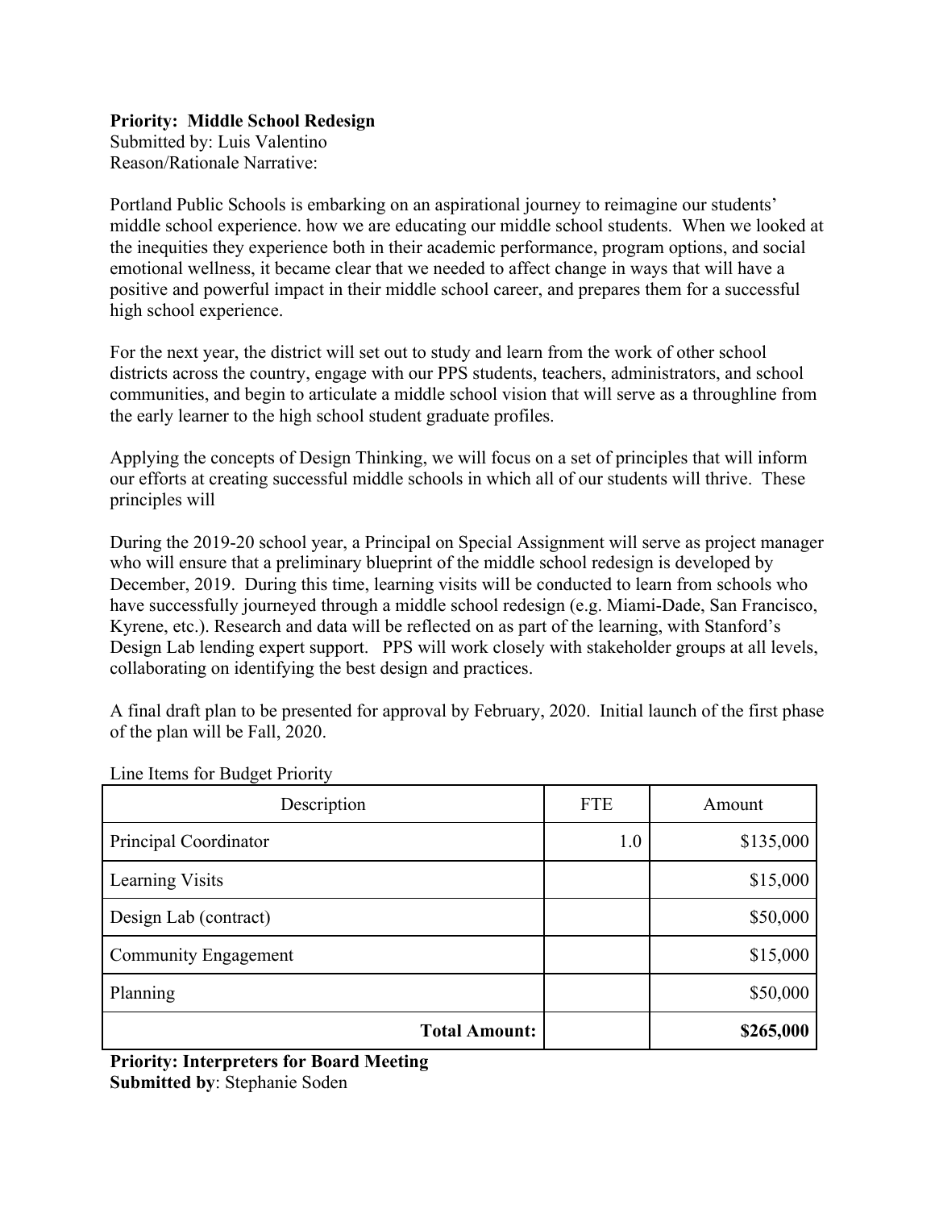**Priority: Middle School Redesign**
Submitted by: Luis Valentino
Reason/Rationale Narrative:

Portland Public Schools is embarking on an aspirational journey to reimagine our students' middle school experience. how we are educating our middle school students. When we looked at the inequities they experience both in their academic performance, program options, and social emotional wellness, it became clear that we needed to affect change in ways that will have a positive and powerful impact in their middle school career, and prepares them for a successful high school experience.

For the next year, the district will set out to study and learn from the work of other school districts across the country, engage with our PPS students, teachers, administrators, and school communities, and begin to articulate a middle school vision that will serve as a throughline from the early learner to the high school student graduate profiles.

Applying the concepts of Design Thinking, we will focus on a set of principles that will inform our efforts at creating successful middle schools in which all of our students will thrive. These principles will

During the 2019-20 school year, a Principal on Special Assignment will serve as project manager who will ensure that a preliminary blueprint of the middle school redesign is developed by December, 2019. During this time, learning visits will be conducted to learn from schools who have successfully journeyed through a middle school redesign (e.g. Miami-Dade, San Francisco, Kyrene, etc.). Research and data will be reflected on as part of the learning, with Stanford's Design Lab lending expert support. PPS will work closely with stakeholder groups at all levels, collaborating on identifying the best design and practices.

A final draft plan to be presented for approval by February, 2020. Initial launch of the first phase of the plan will be Fall, 2020.

Line Items for Budget Priority

| Description | FTE | Amount |
|---|---|---|
| Principal Coordinator | 1.0 | $135,000 |
| Learning Visits | | $15,000 |
| Design Lab (contract) | | $50,000 |
| Community Engagement | | $15,000 |
| Planning | | $50,000 |
| **Total Amount:** | | **$265,000** |

**Priority: Interpreters for Board Meeting**
**Submitted by**: Stephanie Soden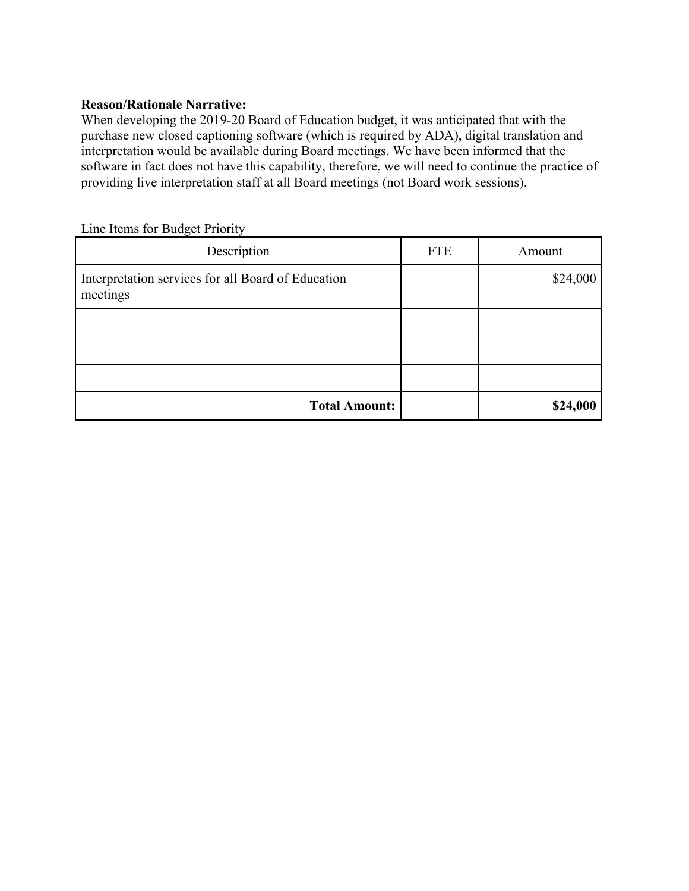**Reason/Rationale Narrative:**
When developing the 2019-20 Board of Education budget, it was anticipated that with the purchase new closed captioning software (which is required by ADA), digital translation and interpretation would be available during Board meetings. We have been informed that the software in fact does not have this capability, therefore, we will need to continue the practice of providing live interpretation staff at all Board meetings (not Board work sessions).

Line Items for Budget Priority

| Description | FTE | Amount |
|---|---|---|
| Interpretation services for all Board of Education meetings | | $24,000 |
| | | |
| | | |
| | | |
| **Total Amount:** | | **$24,000** |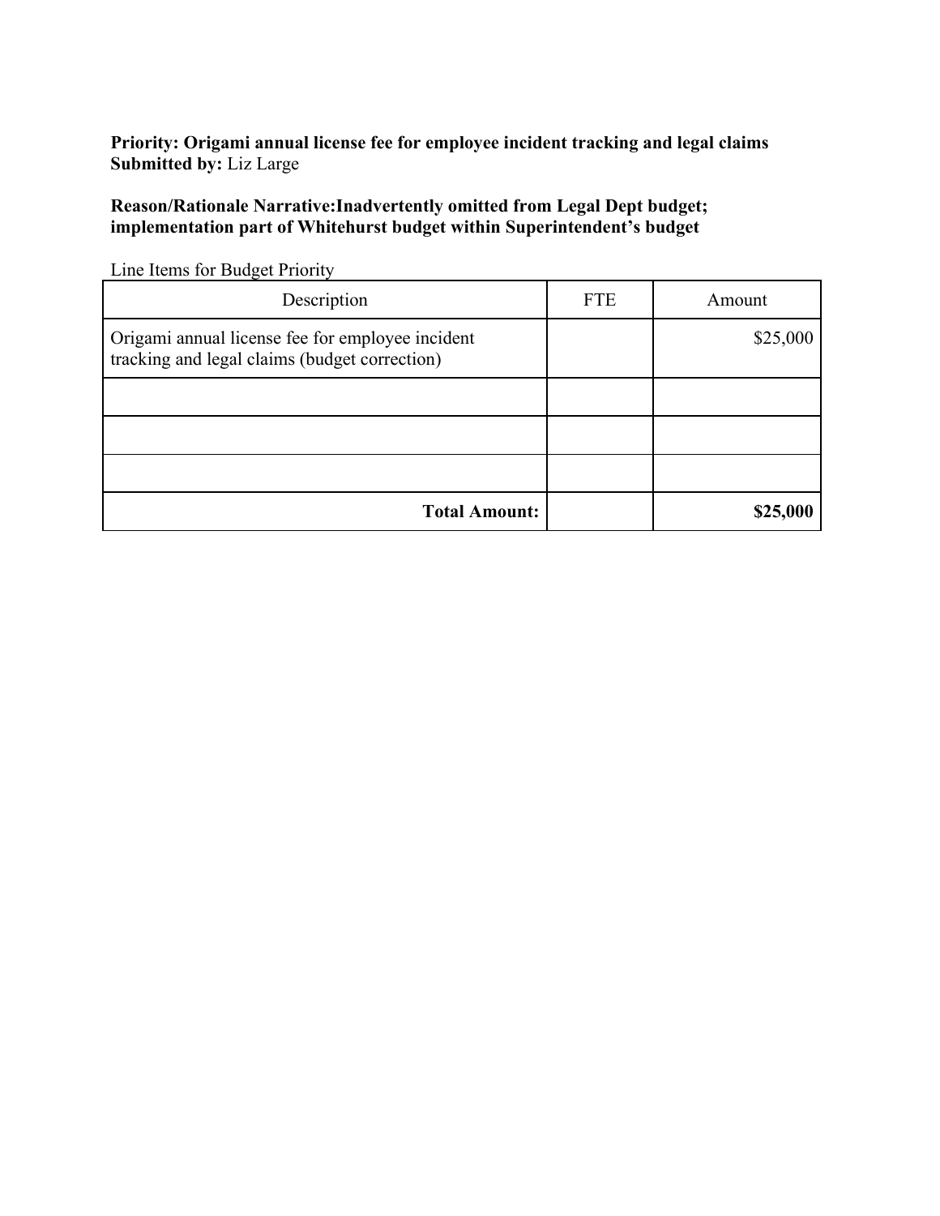**Priority: Origami annual license fee for employee incident tracking and legal claims**
**Submitted by:** Liz Large

**Reason/Rationale Narrative:Inadvertently omitted from Legal Dept budget; implementation part of Whitehurst budget within Superintendent's budget**

Line Items for Budget Priority

| Description | FTE | Amount |
|---|---|---|
| Origami annual license fee for employee incident tracking and legal claims (budget correction) | | $25,000 |
| | | |
| | | |
| | | |
| **Total Amount:** | | **$25,000** |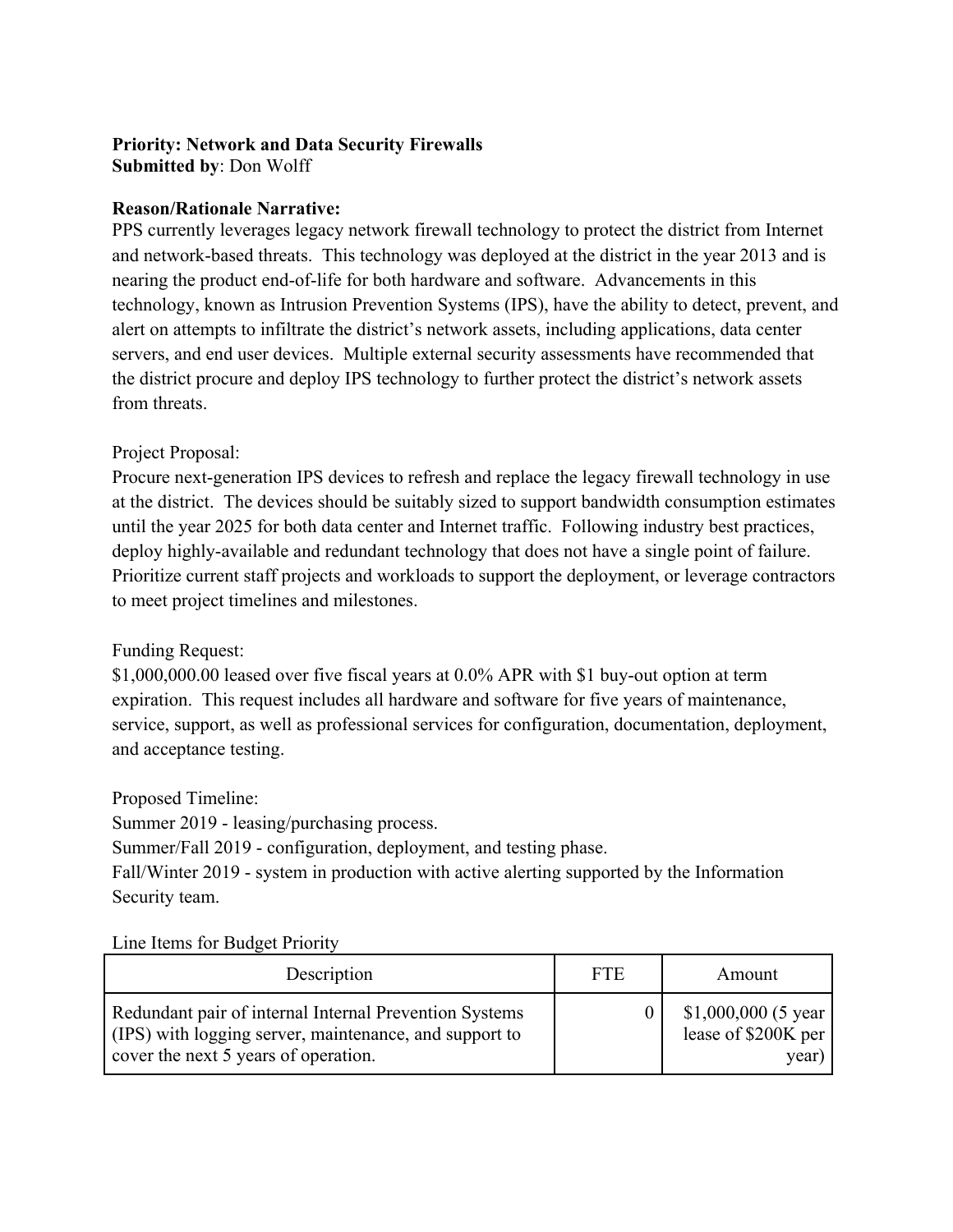**Priority: Network and Data Security Firewalls**
**Submitted by**: Don Wolff

**Reason/Rationale Narrative:**
PPS currently leverages legacy network firewall technology to protect the district from Internet and network-based threats. This technology was deployed at the district in the year 2013 and is nearing the product end-of-life for both hardware and software. Advancements in this technology, known as Intrusion Prevention Systems (IPS), have the ability to detect, prevent, and alert on attempts to infiltrate the district's network assets, including applications, data center servers, and end user devices. Multiple external security assessments have recommended that the district procure and deploy IPS technology to further protect the district's network assets from threats.

Project Proposal:
Procure next-generation IPS devices to refresh and replace the legacy firewall technology in use at the district. The devices should be suitably sized to support bandwidth consumption estimates until the year 2025 for both data center and Internet traffic. Following industry best practices, deploy highly-available and redundant technology that does not have a single point of failure. Prioritize current staff projects and workloads to support the deployment, or leverage contractors to meet project timelines and milestones.

Funding Request:
$1,000,000.00 leased over five fiscal years at 0.0% APR with $1 buy-out option at term expiration. This request includes all hardware and software for five years of maintenance, service, support, as well as professional services for configuration, documentation, deployment, and acceptance testing.

Proposed Timeline:
Summer 2019 - leasing/purchasing process.
Summer/Fall 2019 - configuration, deployment, and testing phase.
Fall/Winter 2019 - system in production with active alerting supported by the Information Security team.

Line Items for Budget Priority

| Description | FTE | Amount |
|---|---|---|
| Redundant pair of internal Internal Prevention Systems (IPS) with logging server, maintenance, and support to cover the next 5 years of operation. | 0 | $1,000,000 (5 year lease of $200K per year) |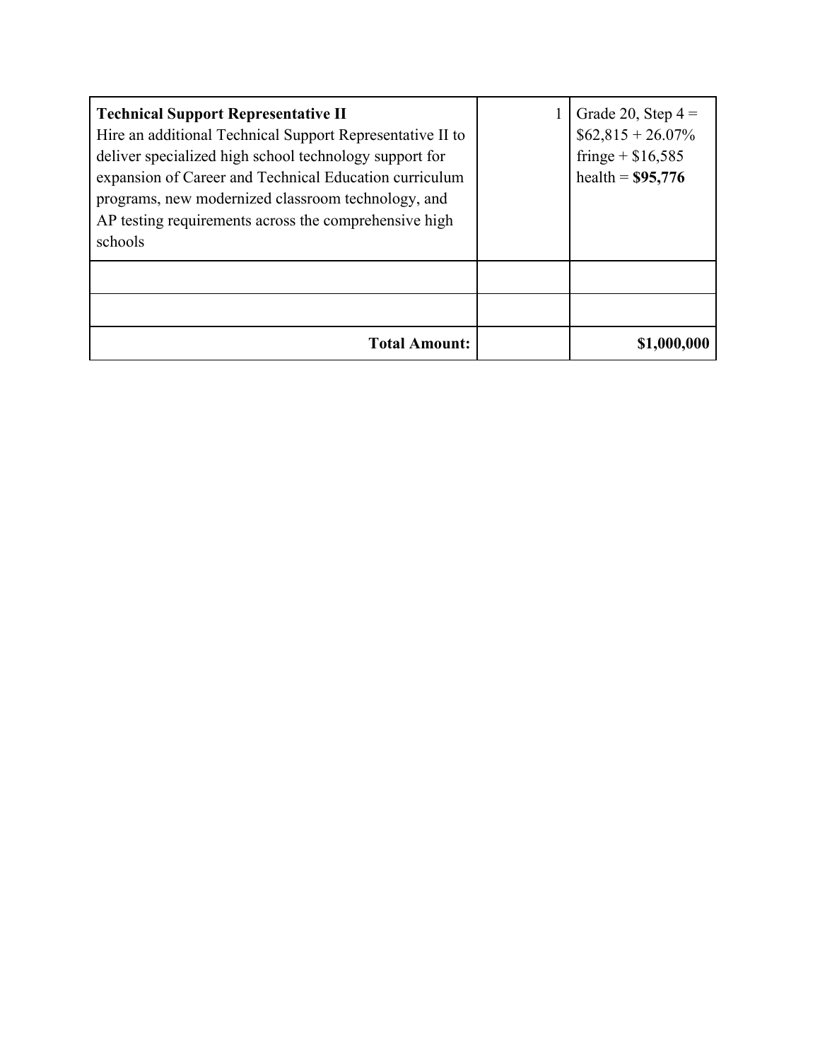| | | |
|---|---|---|
| **Technical Support Representative II** Hire an additional Technical Support Representative II to deliver specialized high school technology support for expansion of Career and Technical Education curriculum programs, new modernized classroom technology, and AP testing requirements across the comprehensive high schools | 1 | Grade 20, Step 4 = $62,815 + 26.07% fringe + $16,585 health = **$95,776** |
| | | |
| | | |
| **Total Amount:** | | **$1,000,000** |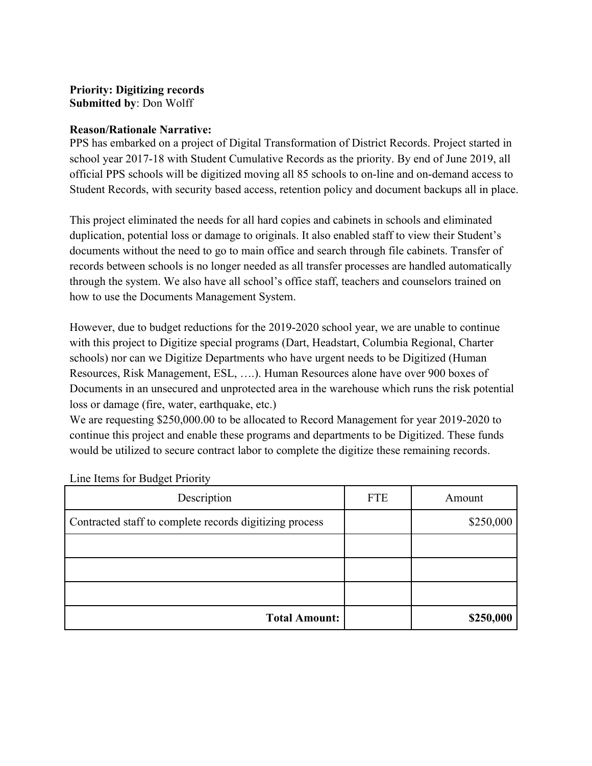**Priority: Digitizing records**
**Submitted by**: Don Wolff

**Reason/Rationale Narrative:**
PPS has embarked on a project of Digital Transformation of District Records. Project started in school year 2017-18 with Student Cumulative Records as the priority. By end of June 2019, all official PPS schools will be digitized moving all 85 schools to on-line and on-demand access to Student Records, with security based access, retention policy and document backups all in place.

This project eliminated the needs for all hard copies and cabinets in schools and eliminated duplication, potential loss or damage to originals. It also enabled staff to view their Student's documents without the need to go to main office and search through file cabinets. Transfer of records between schools is no longer needed as all transfer processes are handled automatically through the system. We also have all school's office staff, teachers and counselors trained on how to use the Documents Management System.

However, due to budget reductions for the 2019-2020 school year, we are unable to continue with this project to Digitize special programs (Dart, Headstart, Columbia Regional, Charter schools) nor can we Digitize Departments who have urgent needs to be Digitized (Human Resources, Risk Management, ESL, ….). Human Resources alone have over 900 boxes of Documents in an unsecured and unprotected area in the warehouse which runs the risk potential loss or damage (fire, water, earthquake, etc.)
We are requesting $250,000.00 to be allocated to Record Management for year 2019-2020 to continue this project and enable these programs and departments to be Digitized. These funds would be utilized to secure contract labor to complete the digitize these remaining records.

Line Items for Budget Priority

| Description | FTE | Amount |
|---|---|---|
| Contracted staff to complete records digitizing process | | $250,000 |
| | | |
| | | |
| | | |
| **Total Amount:** | | **$250,000** |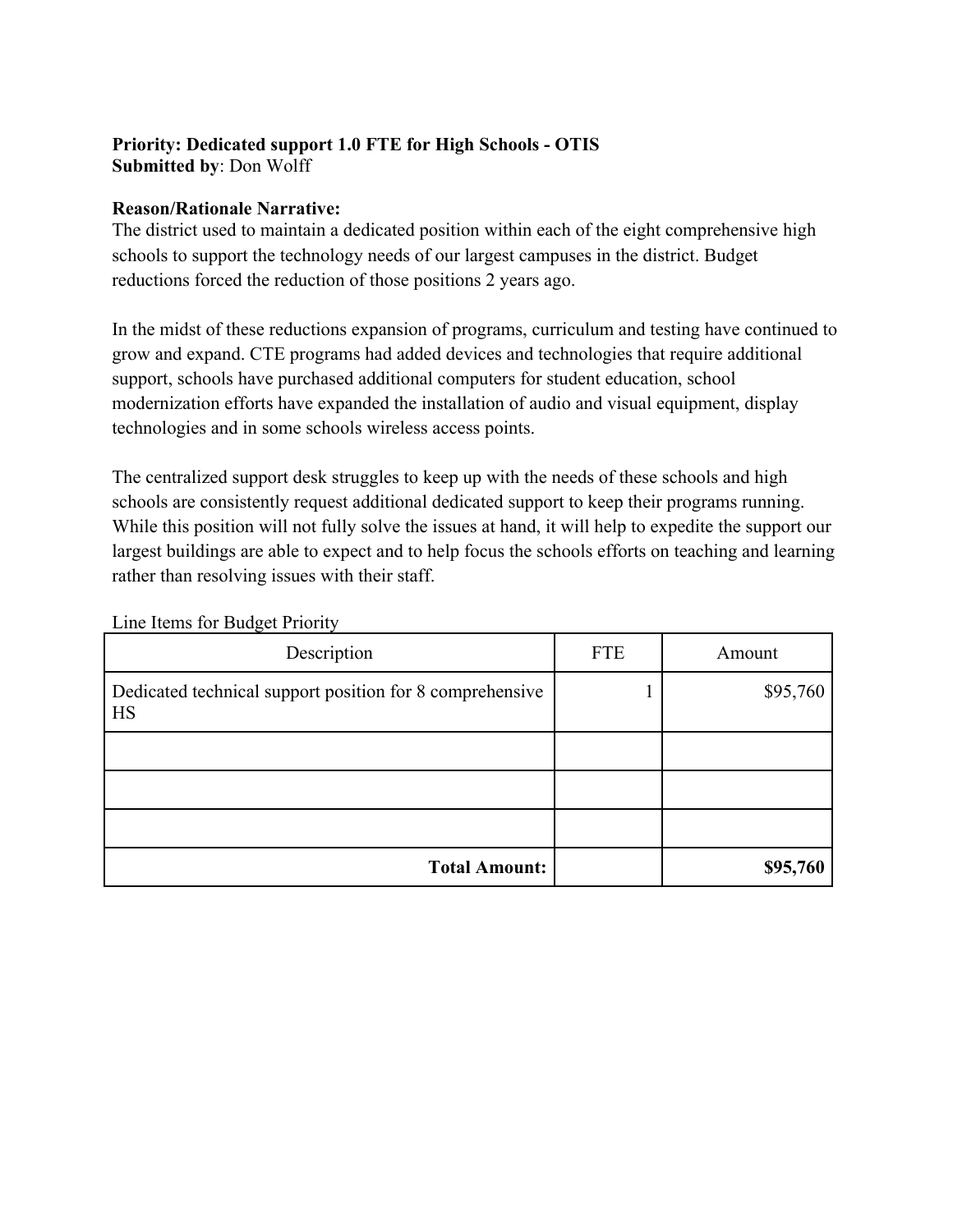**Priority: Dedicated support 1.0 FTE for High Schools - OTIS**
**Submitted by**: Don Wolff

**Reason/Rationale Narrative:**
The district used to maintain a dedicated position within each of the eight comprehensive high schools to support the technology needs of our largest campuses in the district. Budget reductions forced the reduction of those positions 2 years ago.

In the midst of these reductions expansion of programs, curriculum and testing have continued to grow and expand. CTE programs had added devices and technologies that require additional support, schools have purchased additional computers for student education, school modernization efforts have expanded the installation of audio and visual equipment, display technologies and in some schools wireless access points.

The centralized support desk struggles to keep up with the needs of these schools and high schools are consistently request additional dedicated support to keep their programs running. While this position will not fully solve the issues at hand, it will help to expedite the support our largest buildings are able to expect and to help focus the schools efforts on teaching and learning rather than resolving issues with their staff.

Line Items for Budget Priority

| Description | FTE | Amount |
|---|---|---|
| Dedicated technical support position for 8 comprehensive HS | 1 | $95,760 |
| | | |
| | | |
| | | |
| **Total Amount:** | | **$95,760** |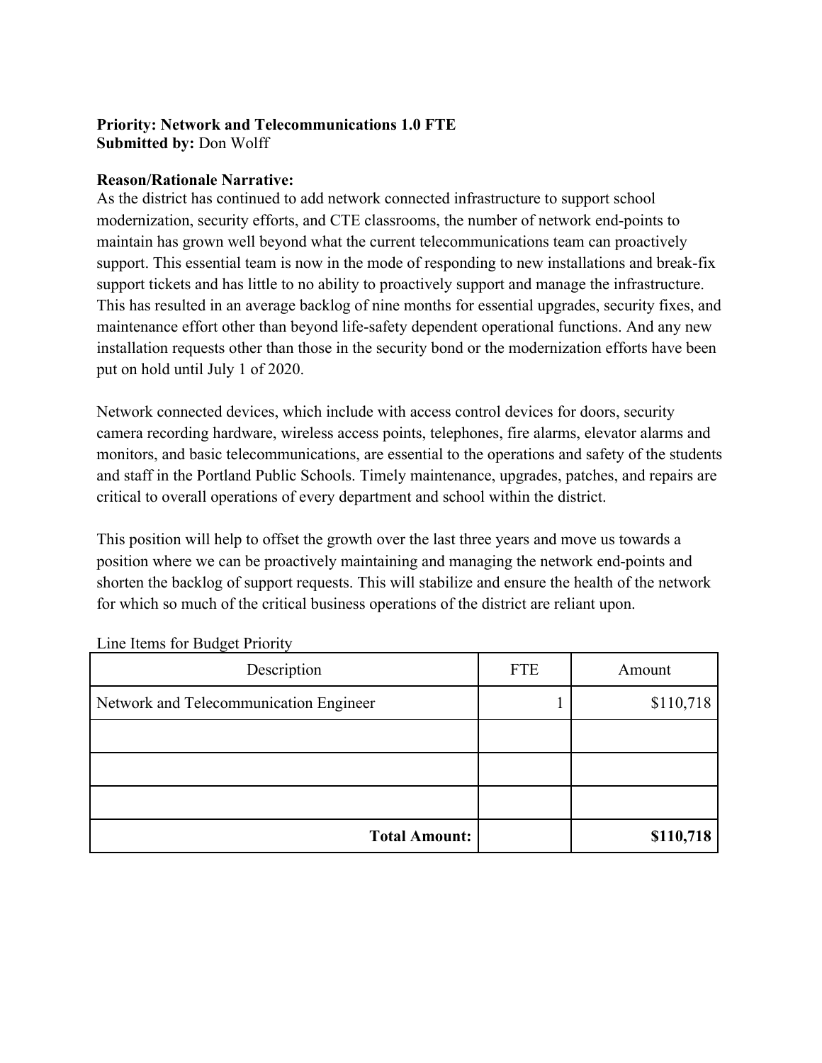**Priority: Network and Telecommunications 1.0 FTE**
**Submitted by:** Don Wolff

**Reason/Rationale Narrative:**
As the district has continued to add network connected infrastructure to support school modernization, security efforts, and CTE classrooms, the number of network end-points to maintain has grown well beyond what the current telecommunications team can proactively support. This essential team is now in the mode of responding to new installations and break-fix support tickets and has little to no ability to proactively support and manage the infrastructure. This has resulted in an average backlog of nine months for essential upgrades, security fixes, and maintenance effort other than beyond life-safety dependent operational functions. And any new installation requests other than those in the security bond or the modernization efforts have been put on hold until July 1 of 2020.

Network connected devices, which include with access control devices for doors, security camera recording hardware, wireless access points, telephones, fire alarms, elevator alarms and monitors, and basic telecommunications, are essential to the operations and safety of the students and staff in the Portland Public Schools. Timely maintenance, upgrades, patches, and repairs are critical to overall operations of every department and school within the district.

This position will help to offset the growth over the last three years and move us towards a position where we can be proactively maintaining and managing the network end-points and shorten the backlog of support requests. This will stabilize and ensure the health of the network for which so much of the critical business operations of the district are reliant upon.

Line Items for Budget Priority

| Description | FTE | Amount |
|---|---|---|
| Network and Telecommunication Engineer | 1 | $110,718 |
| | | |
| | | |
| | | |
| **Total Amount:** | | **$110,718** |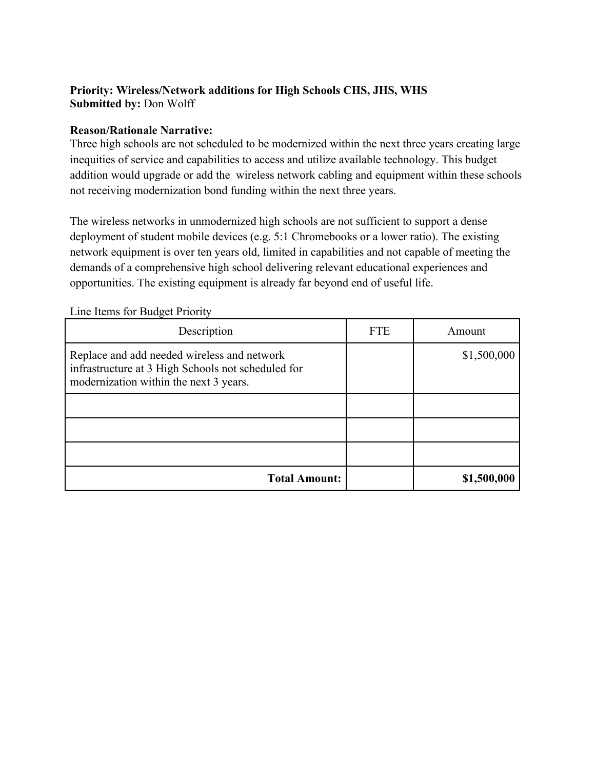**Priority: Wireless/Network additions for High Schools CHS, JHS, WHS**
**Submitted by:** Don Wolff

**Reason/Rationale Narrative:**
Three high schools are not scheduled to be modernized within the next three years creating large inequities of service and capabilities to access and utilize available technology. This budget addition would upgrade or add the wireless network cabling and equipment within these schools not receiving modernization bond funding within the next three years.

The wireless networks in unmodernized high schools are not sufficient to support a dense deployment of student mobile devices (e.g. 5:1 Chromebooks or a lower ratio). The existing network equipment is over ten years old, limited in capabilities and not capable of meeting the demands of a comprehensive high school delivering relevant educational experiences and opportunities. The existing equipment is already far beyond end of useful life.

Line Items for Budget Priority

| Description | FTE | Amount |
|---|---|---|
| Replace and add needed wireless and network infrastructure at 3 High Schools not scheduled for modernization within the next 3 years. | | $1,500,000 |
| | | |
| | | |
| | | |
| **Total Amount:** | | **$1,500,000** |